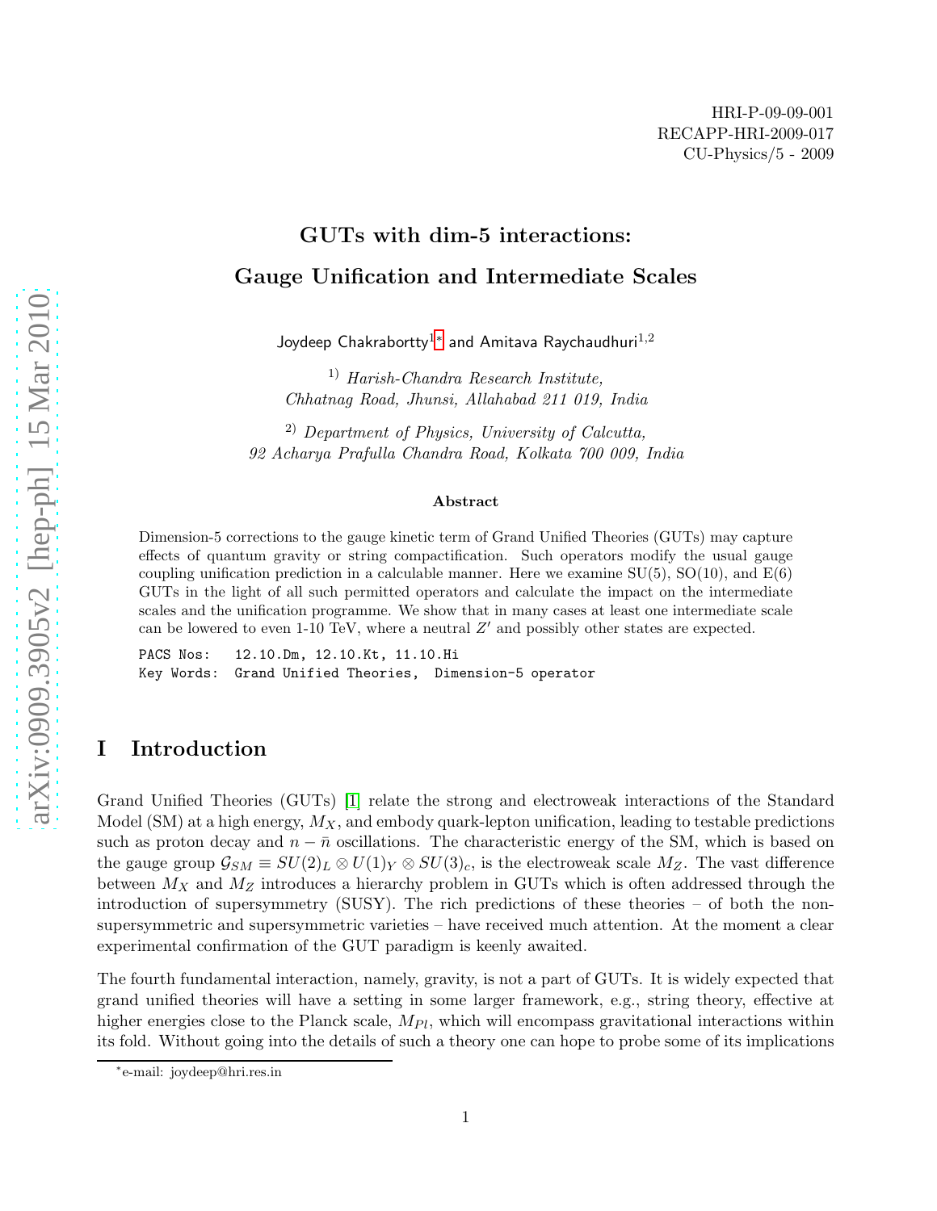HRI-P-09-09-001
RECAPP-HRI-2009-017
CU-Physics/5 - 2009

# GUTs with dim-5 interactions: Gauge Unification and Intermediate Scales

Joydeep Chakrabortty[1]* and Amitava Raychaudhuri[1,2]

[1] *Harish-Chandra Research Institute, Chhatnag Road, Jhunsi, Allahabad 211 019, India*

[2] *Department of Physics, University of Calcutta, 92 Acharya Prafulla Chandra Road, Kolkata 700 009, India*

### Abstract

Dimension-5 corrections to the gauge kinetic term of Grand Unified Theories (GUTs) may capture effects of quantum gravity or string compactification. Such operators modify the usual gauge coupling unification prediction in a calculable manner. Here we examine SU(5), SO(10), and E(6) GUTs in the light of all such permitted operators and calculate the impact on the intermediate scales and the unification programme. We show that in many cases at least one intermediate scale can be lowered to even 1-10 TeV, where a neutral $Z'$ and possibly other states are expected.

PACS Nos: 12.10.Dm, 12.10.Kt, 11.10.Hi
Key Words: Grand Unified Theories, Dimension-5 operator

## I Introduction

Grand Unified Theories (GUTs) [1] relate the strong and electroweak interactions of the Standard Model (SM) at a high energy, $M_X$, and embody quark-lepton unification, leading to testable predictions such as proton decay and $n - \bar{n}$ oscillations. The characteristic energy of the SM, which is based on the gauge group $\mathcal{G}_{SM} \equiv SU(2)_L \otimes U(1)_Y \otimes SU(3)_c$, is the electroweak scale $M_Z$. The vast difference between $M_X$ and $M_Z$ introduces a hierarchy problem in GUTs which is often addressed through the introduction of supersymmetry (SUSY). The rich predictions of these theories – of both the non-supersymmetric and supersymmetric varieties – have received much attention. At the moment a clear experimental confirmation of the GUT paradigm is keenly awaited.

The fourth fundamental interaction, namely, gravity, is not a part of GUTs. It is widely expected that grand unified theories will have a setting in some larger framework, e.g., string theory, effective at higher energies close to the Planck scale, $M_{Pl}$, which will encompass gravitational interactions within its fold. Without going into the details of such a theory one can hope to probe some of its implications

*e-mail: joydeep@hri.res.in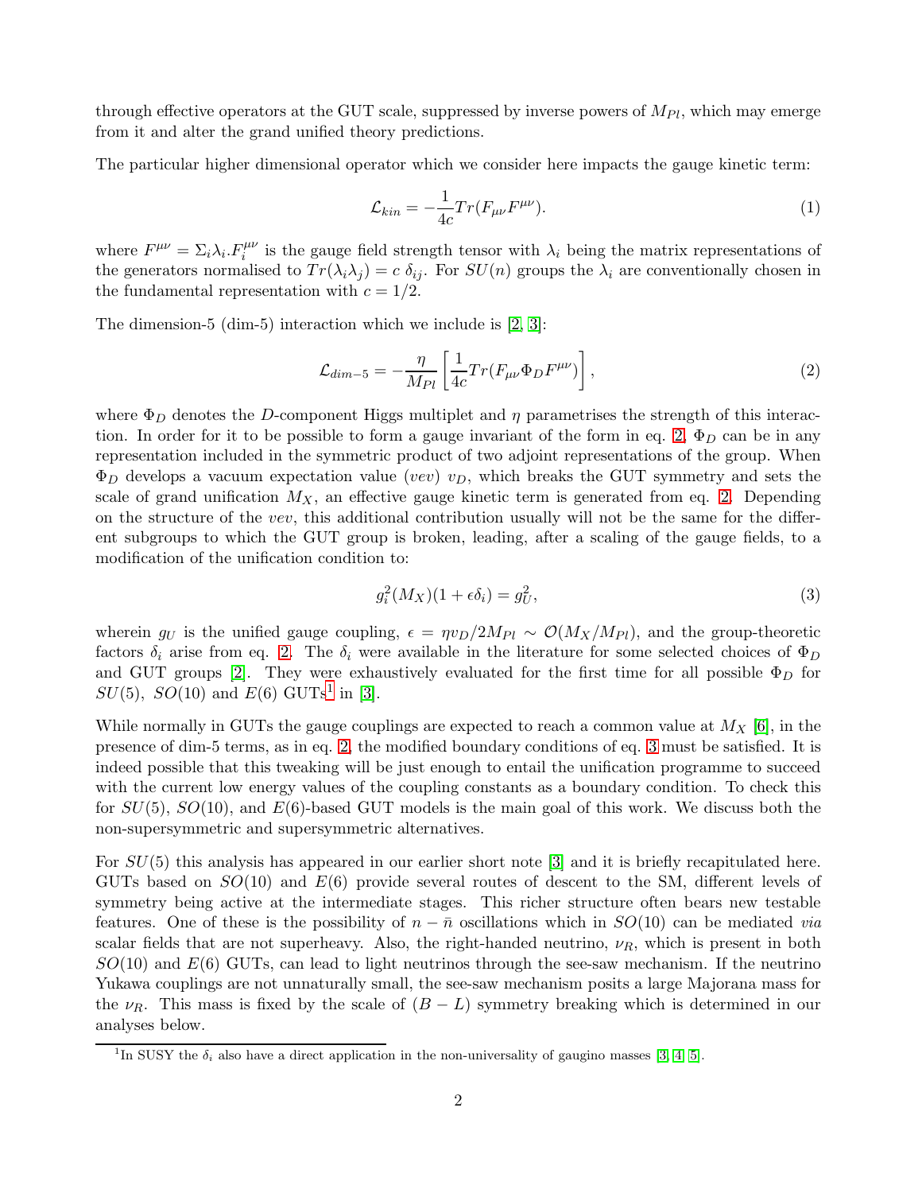through effective operators at the GUT scale, suppressed by inverse powers of $M_{Pl}$, which may emerge from it and alter the grand unified theory predictions.

The particular higher dimensional operator which we consider here impacts the gauge kinetic term:

$$\mathcal{L}_{kin} = -\frac{1}{4c} Tr(F_{\mu\nu}F^{\mu\nu}). \tag{1}$$

where $F^{\mu\nu} = \Sigma_i \lambda_i . F_i^{\mu\nu}$ is the gauge field strength tensor with $\lambda_i$ being the matrix representations of the generators normalised to $Tr(\lambda_i \lambda_j) = c\ \delta_{ij}$. For $SU(n)$ groups the $\lambda_i$ are conventionally chosen in the fundamental representation with $c = 1/2$.

The dimension-5 (dim-5) interaction which we include is [2, 3]:

$$\mathcal{L}_{dim-5} = -\frac{\eta}{M_{Pl}} \left[ \frac{1}{4c} Tr(F_{\mu\nu}\Phi_D F^{\mu\nu}) \right], \tag{2}$$

where $\Phi_D$ denotes the $D$-component Higgs multiplet and $\eta$ parametrises the strength of this interaction. In order for it to be possible to form a gauge invariant of the form in eq. 2, $\Phi_D$ can be in any representation included in the symmetric product of two adjoint representations of the group. When $\Phi_D$ develops a vacuum expectation value (*vev*) $v_D$, which breaks the GUT symmetry and sets the scale of grand unification $M_X$, an effective gauge kinetic term is generated from eq. 2. Depending on the structure of the *vev*, this additional contribution usually will not be the same for the different subgroups to which the GUT group is broken, leading, after a scaling of the gauge fields, to a modification of the unification condition to:

$$g_i^2(M_X)(1 + \epsilon\delta_i) = g_U^2, \tag{3}$$

wherein $g_U$ is the unified gauge coupling, $\epsilon = \eta v_D / 2M_{Pl} \sim \mathcal{O}(M_X/M_{Pl})$, and the group-theoretic factors $\delta_i$ arise from eq. 2. The $\delta_i$ were available in the literature for some selected choices of $\Phi_D$ and GUT groups [2]. They were exhaustively evaluated for the first time for all possible $\Phi_D$ for $SU(5)$, $SO(10)$ and $E(6)$ GUTs[1] in [3].

While normally in GUTs the gauge couplings are expected to reach a common value at $M_X$ [6], in the presence of dim-5 terms, as in eq. 2, the modified boundary conditions of eq. 3 must be satisfied. It is indeed possible that this tweaking will be just enough to entail the unification programme to succeed with the current low energy values of the coupling constants as a boundary condition. To check this for $SU(5)$, $SO(10)$, and $E(6)$-based GUT models is the main goal of this work. We discuss both the non-supersymmetric and supersymmetric alternatives.

For $SU(5)$ this analysis has appeared in our earlier short note [3] and it is briefly recapitulated here. GUTs based on $SO(10)$ and $E(6)$ provide several routes of descent to the SM, different levels of symmetry being active at the intermediate stages. This richer structure often bears new testable features. One of these is the possibility of $n - \bar{n}$ oscillations which in $SO(10)$ can be mediated *via* scalar fields that are not superheavy. Also, the right-handed neutrino, $\nu_R$, which is present in both $SO(10)$ and $E(6)$ GUTs, can lead to light neutrinos through the see-saw mechanism. If the neutrino Yukawa couplings are not unnaturally small, the see-saw mechanism posits a large Majorana mass for the $\nu_R$. This mass is fixed by the scale of $(B - L)$ symmetry breaking which is determined in our analyses below.

[1] In SUSY the $\delta_i$ also have a direct application in the non-universality of gaugino masses [3, 4, 5].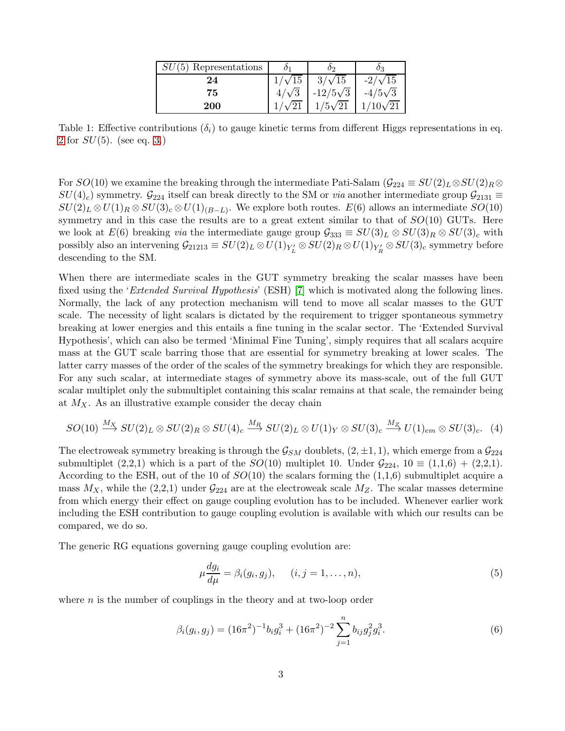| $SU(5)$ Representations | $\delta_1$ | $\delta_2$ | $\delta_3$ |
|---|---|---|---|
| **24** | $1/\sqrt{15}$ | $3/\sqrt{15}$ | $-2/\sqrt{15}$ |
| **75** | $4/\sqrt{3}$ | $-12/5\sqrt{3}$ | $-4/5\sqrt{3}$ |
| **200** | $1/\sqrt{21}$ | $1/5\sqrt{21}$ | $1/10\sqrt{21}$ |

Table 1: Effective contributions ($\delta_i$) to gauge kinetic terms from different Higgs representations in eq. 2 for $SU(5)$. (see eq. 3.)

For $SO(10)$ we examine the breaking through the intermediate Pati-Salam ($\mathcal{G}_{224} \equiv SU(2)_L \otimes SU(2)_R \otimes SU(4)_c$) symmetry. $\mathcal{G}_{224}$ itself can break directly to the SM or *via* another intermediate group $\mathcal{G}_{2131} \equiv SU(2)_L \otimes U(1)_R \otimes SU(3)_c \otimes U(1)_{(B-L)}$. We explore both routes. $E(6)$ allows an intermediate $SO(10)$ symmetry and in this case the results are to a great extent similar to that of $SO(10)$ GUTs. Here we look at $E(6)$ breaking *via* the intermediate gauge group $\mathcal{G}_{333} \equiv SU(3)_L \otimes SU(3)_R \otimes SU(3)_c$ with possibly also an intervening $\mathcal{G}_{21213} \equiv SU(2)_L \otimes U(1)_{Y'_L} \otimes SU(2)_R \otimes U(1)_{Y'_R} \otimes SU(3)_c$ symmetry before descending to the SM.

When there are intermediate scales in the GUT symmetry breaking the scalar masses have been fixed using the '*Extended Survival Hypothesis*' (ESH) [7] which is motivated along the following lines. Normally, the lack of any protection mechanism will tend to move all scalar masses to the GUT scale. The necessity of light scalars is dictated by the requirement to trigger spontaneous symmetry breaking at lower energies and this entails a fine tuning in the scalar sector. The 'Extended Survival Hypothesis', which can also be termed 'Minimal Fine Tuning', simply requires that all scalars acquire mass at the GUT scale barring those that are essential for symmetry breaking at lower scales. The latter carry masses of the order of the scales of the symmetry breakings for which they are responsible. For any such scalar, at intermediate stages of symmetry above its mass-scale, out of the full GUT scalar multiplet only the submultiplet containing this scalar remains at that scale, the remainder being at $M_X$. As an illustrative example consider the decay chain

$$SO(10) \xrightarrow{M_X} SU(2)_L \otimes SU(2)_R \otimes SU(4)_c \xrightarrow{M_R} SU(2)_L \otimes U(1)_Y \otimes SU(3)_c \xrightarrow{M_Z} U(1)_{em} \otimes SU(3)_c. \quad (4)$$

The electroweak symmetry breaking is through the $\mathcal{G}_{SM}$ doublets, $(2, \pm 1, 1)$, which emerge from a $\mathcal{G}_{224}$ submultiplet (2,2,1) which is a part of the $SO(10)$ multiplet 10. Under $\mathcal{G}_{224}$, $10 \equiv$ (1,1,6) + (2,2,1). According to the ESH, out of the 10 of $SO(10)$ the scalars forming the (1,1,6) submultiplet acquire a mass $M_X$, while the (2,2,1) under $\mathcal{G}_{224}$ are at the electroweak scale $M_Z$. The scalar masses determine from which energy their effect on gauge coupling evolution has to be included. Whenever earlier work including the ESH contribution to gauge coupling evolution is available with which our results can be compared, we do so.

The generic RG equations governing gauge coupling evolution are:

$$\mu \frac{dg_i}{d\mu} = \beta_i(g_i, g_j), \qquad (i, j = 1, \ldots, n), \tag{5}$$

where $n$ is the number of couplings in the theory and at two-loop order

$$\beta_i(g_i, g_j) = (16\pi^2)^{-1} b_i g_i^3 + (16\pi^2)^{-2} \sum_{j=1}^{n} b_{ij} g_j^2 g_i^3. \tag{6}$$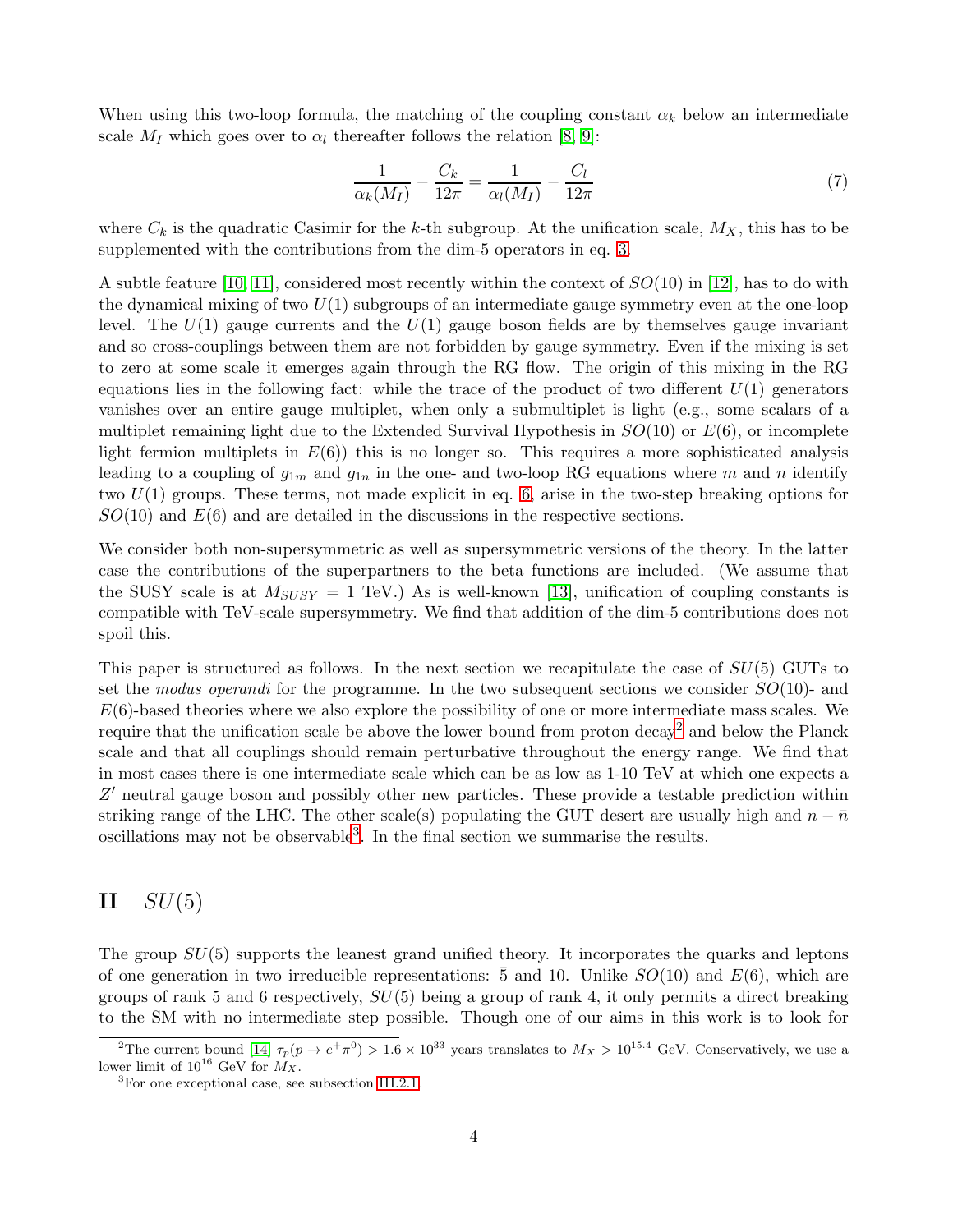When using this two-loop formula, the matching of the coupling constant $\alpha_k$ below an intermediate scale $M_I$ which goes over to $\alpha_l$ thereafter follows the relation [8, 9]:

$$\frac{1}{\alpha_k(M_I)} - \frac{C_k}{12\pi} = \frac{1}{\alpha_l(M_I)} - \frac{C_l}{12\pi} \tag{7}$$

where $C_k$ is the quadratic Casimir for the $k$-th subgroup. At the unification scale, $M_X$, this has to be supplemented with the contributions from the dim-5 operators in eq. 3.

A subtle feature [10, 11], considered most recently within the context of $SO(10)$ in [12], has to do with the dynamical mixing of two $U(1)$ subgroups of an intermediate gauge symmetry even at the one-loop level. The $U(1)$ gauge currents and the $U(1)$ gauge boson fields are by themselves gauge invariant and so cross-couplings between them are not forbidden by gauge symmetry. Even if the mixing is set to zero at some scale it emerges again through the RG flow. The origin of this mixing in the RG equations lies in the following fact: while the trace of the product of two different $U(1)$ generators vanishes over an entire gauge multiplet, when only a submultiplet is light (e.g., some scalars of a multiplet remaining light due to the Extended Survival Hypothesis in $SO(10)$ or $E(6)$, or incomplete light fermion multiplets in $E(6)$) this is no longer so. This requires a more sophisticated analysis leading to a coupling of $g_{1m}$ and $g_{1n}$ in the one- and two-loop RG equations where $m$ and $n$ identify two $U(1)$ groups. These terms, not made explicit in eq. 6, arise in the two-step breaking options for $SO(10)$ and $E(6)$ and are detailed in the discussions in the respective sections.

We consider both non-supersymmetric as well as supersymmetric versions of the theory. In the latter case the contributions of the superpartners to the beta functions are included. (We assume that the SUSY scale is at $M_{SUSY} = 1$ TeV.) As is well-known [13], unification of coupling constants is compatible with TeV-scale supersymmetry. We find that addition of the dim-5 contributions does not spoil this.

This paper is structured as follows. In the next section we recapitulate the case of $SU(5)$ GUTs to set the *modus operandi* for the programme. In the two subsequent sections we consider $SO(10)$- and $E(6)$-based theories where we also explore the possibility of one or more intermediate mass scales. We require that the unification scale be above the lower bound from proton decay[2] and below the Planck scale and that all couplings should remain perturbative throughout the energy range. We find that in most cases there is one intermediate scale which can be as low as 1-10 TeV at which one expects a $Z'$ neutral gauge boson and possibly other new particles. These provide a testable prediction within striking range of the LHC. The other scale(s) populating the GUT desert are usually high and $n - \bar{n}$ oscillations may not be observable[3]. In the final section we summarise the results.

# II $SU(5)$

The group $SU(5)$ supports the leanest grand unified theory. It incorporates the quarks and leptons of one generation in two irreducible representations: $\bar{5}$ and 10. Unlike $SO(10)$ and $E(6)$, which are groups of rank 5 and 6 respectively, $SU(5)$ being a group of rank 4, it only permits a direct breaking to the SM with no intermediate step possible. Though one of our aims in this work is to look for

[2] The current bound [14] $\tau_p(p \to e^+\pi^0) > 1.6 \times 10^{33}$ years translates to $M_X > 10^{15.4}$ GeV. Conservatively, we use a lower limit of $10^{16}$ GeV for $M_X$.

[3] For one exceptional case, see subsection III.2.1.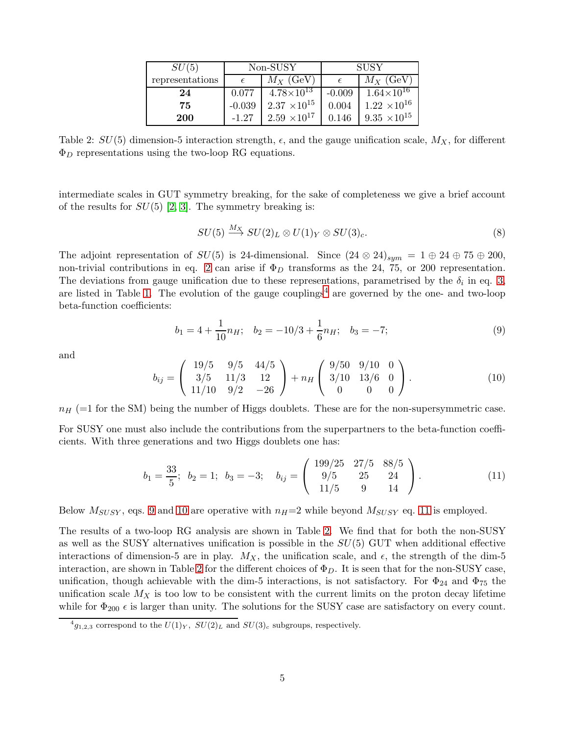| $SU(5)$ | Non-SUSY | | SUSY | |
|---|---|---|---|---|
| representations | $\epsilon$ | $M_X$ (GeV) | $\epsilon$ | $M_X$ (GeV) |
| **24** | 0.077 | $4.78\times10^{13}$ | -0.009 | $1.64\times10^{16}$ |
| **75** | -0.039 | $2.37\times10^{15}$ | 0.004 | $1.22\times10^{16}$ |
| **200** | -1.27 | $2.59\times10^{17}$ | 0.146 | $9.35\times10^{15}$ |

Table 2: $SU(5)$ dimension-5 interaction strength, $\epsilon$, and the gauge unification scale, $M_X$, for different $\Phi_D$ representations using the two-loop RG equations.

intermediate scales in GUT symmetry breaking, for the sake of completeness we give a brief account of the results for $SU(5)$ [2, 3]. The symmetry breaking is:

$$SU(5) \xrightarrow{M_X} SU(2)_L \otimes U(1)_Y \otimes SU(3)_c. \tag{8}$$

The adjoint representation of $SU(5)$ is 24-dimensional. Since $(24 \otimes 24)_{sym} = 1 \oplus 24 \oplus 75 \oplus 200$, non-trivial contributions in eq. 2 can arise if $\Phi_D$ transforms as the 24, 75, or 200 representation. The deviations from gauge unification due to these representations, parametrised by the $\delta_i$ in eq. 3, are listed in Table 1. The evolution of the gauge couplings[4] are governed by the one- and two-loop beta-function coefficients:

$$b_1 = 4 + \frac{1}{10}n_H; \quad b_2 = -10/3 + \frac{1}{6}n_H; \quad b_3 = -7; \tag{9}$$

and

$$b_{ij} = \begin{pmatrix} 19/5 & 9/5 & 44/5 \\ 3/5 & 11/3 & 12 \\ 11/10 & 9/2 & -26 \end{pmatrix} + n_H \begin{pmatrix} 9/50 & 9/10 & 0 \\ 3/10 & 13/6 & 0 \\ 0 & 0 & 0 \end{pmatrix}. \tag{10}$$

$n_H$ (=1 for the SM) being the number of Higgs doublets. These are for the non-supersymmetric case.

For SUSY one must also include the contributions from the superpartners to the beta-function coefficients. With three generations and two Higgs doublets one has:

$$b_1 = \frac{33}{5}; \;\; b_2 = 1; \;\; b_3 = -3; \quad b_{ij} = \begin{pmatrix} 199/25 & 27/5 & 88/5 \\ 9/5 & 25 & 24 \\ 11/5 & 9 & 14 \end{pmatrix}. \tag{11}$$

Below $M_{SUSY}$, eqs. 9 and 10 are operative with $n_H$=2 while beyond $M_{SUSY}$ eq. 11 is employed.

The results of a two-loop RG analysis are shown in Table 2. We find that for both the non-SUSY as well as the SUSY alternatives unification is possible in the $SU(5)$ GUT when additional effective interactions of dimension-5 are in play. $M_X$, the unification scale, and $\epsilon$, the strength of the dim-5 interaction, are shown in Table 2 for the different choices of $\Phi_D$. It is seen that for the non-SUSY case, unification, though achievable with the dim-5 interactions, is not satisfactory. For $\Phi_{24}$ and $\Phi_{75}$ the unification scale $M_X$ is too low to be consistent with the current limits on the proton decay lifetime while for $\Phi_{200}$ $\epsilon$ is larger than unity. The solutions for the SUSY case are satisfactory on every count.

[4] $g_{1,2,3}$ correspond to the $U(1)_Y$, $SU(2)_L$ and $SU(3)_c$ subgroups, respectively.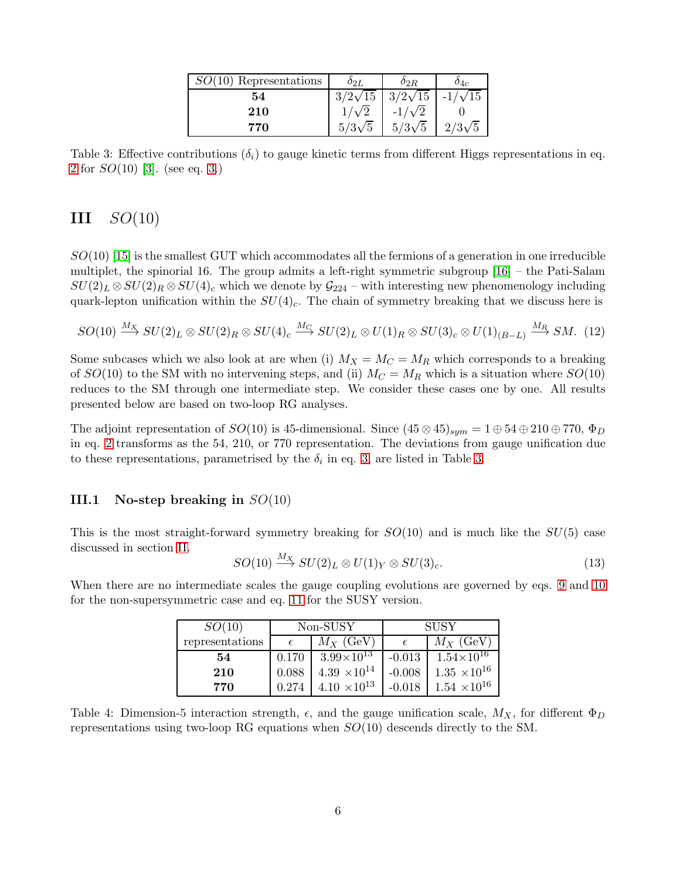| $SO(10)$ Representations | $\delta_{2L}$ | $\delta_{2R}$ | $\delta_{4c}$ |
|---|---|---|---|
| **54** | $3/2\sqrt{15}$ | $3/2\sqrt{15}$ | $-1/\sqrt{15}$ |
| **210** | $1/\sqrt{2}$ | $-1/\sqrt{2}$ | 0 |
| **770** | $5/3\sqrt{5}$ | $5/3\sqrt{5}$ | $2/3\sqrt{5}$ |

Table 3: Effective contributions ($\delta_i$) to gauge kinetic terms from different Higgs representations in eq. 2 for $SO(10)$ [3]. (see eq. 3.)

# III $SO(10)$

$SO(10)$ [15] is the smallest GUT which accommodates all the fermions of a generation in one irreducible multiplet, the spinorial 16. The group admits a left-right symmetric subgroup [16] – the Pati-Salam $SU(2)_L \otimes SU(2)_R \otimes SU(4)_c$ which we denote by $\mathcal{G}_{224}$ – with interesting new phenomenology including quark-lepton unification within the $SU(4)_c$. The chain of symmetry breaking that we discuss here is

$$SO(10) \stackrel{M_X}{\longrightarrow} SU(2)_L \otimes SU(2)_R \otimes SU(4)_c \stackrel{M_C}{\longrightarrow} SU(2)_L \otimes U(1)_R \otimes SU(3)_c \otimes U(1)_{(B-L)} \stackrel{M_R}{\longrightarrow} SM. \quad (12)$$

Some subcases which we also look at are when (i) $M_X = M_C = M_R$ which corresponds to a breaking of $SO(10)$ to the SM with no intervening steps, and (ii) $M_C = M_R$ which is a situation where $SO(10)$ reduces to the SM through one intermediate step. We consider these cases one by one. All results presented below are based on two-loop RG analyses.

The adjoint representation of $SO(10)$ is 45-dimensional. Since $(45 \otimes 45)_{sym} = 1 \oplus 54 \oplus 210 \oplus 770$, $\Phi_D$ in eq. 2 transforms as the 54, 210, or 770 representation. The deviations from gauge unification due to these representations, parametrised by the $\delta_i$ in eq. 3, are listed in Table 3.

## III.1 No-step breaking in $SO(10)$

This is the most straight-forward symmetry breaking for $SO(10)$ and is much like the $SU(5)$ case discussed in section II.

$$SO(10) \stackrel{M_X}{\longrightarrow} SU(2)_L \otimes U(1)_Y \otimes SU(3)_c. \quad (13)$$

When there are no intermediate scales the gauge coupling evolutions are governed by eqs. 9 and 10 for the non-supersymmetric case and eq. 11 for the SUSY version.

| $SO(10)$ | Non-SUSY | | SUSY | |
|---|---|---|---|---|
| representations | $\epsilon$ | $M_X$ (GeV) | $\epsilon$ | $M_X$ (GeV) |
| **54** | 0.170 | $3.99\times10^{13}$ | -0.013 | $1.54\times10^{16}$ |
| **210** | 0.088 | $4.39\times10^{14}$ | -0.008 | $1.35\times10^{16}$ |
| **770** | 0.274 | $4.10\times10^{13}$ | -0.018 | $1.54\times10^{16}$ |

Table 4: Dimension-5 interaction strength, $\epsilon$, and the gauge unification scale, $M_X$, for different $\Phi_D$ representations using two-loop RG equations when $SO(10)$ descends directly to the SM.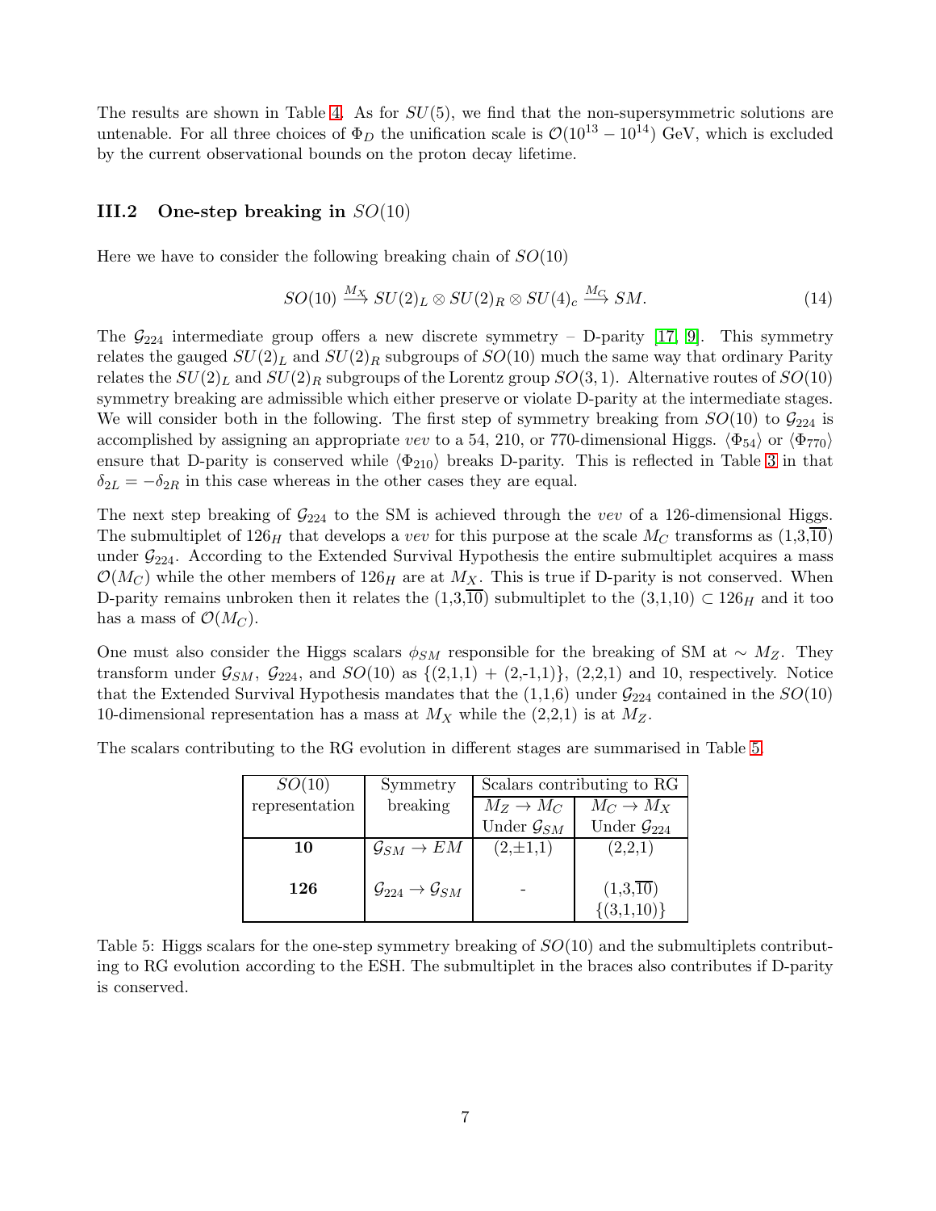The results are shown in Table 4. As for $SU(5)$, we find that the non-supersymmetric solutions are untenable. For all three choices of $\Phi_D$ the unification scale is $\mathcal{O}(10^{13} - 10^{14})$ GeV, which is excluded by the current observational bounds on the proton decay lifetime.

### III.2 One-step breaking in $SO(10)$

Here we have to consider the following breaking chain of $SO(10)$

$$SO(10) \xrightarrow{M_X} SU(2)_L \otimes SU(2)_R \otimes SU(4)_c \xrightarrow{M_C} SM. \tag{14}$$

The $\mathcal{G}_{224}$ intermediate group offers a new discrete symmetry – D-parity [17, 9]. This symmetry relates the gauged $SU(2)_L$ and $SU(2)_R$ subgroups of $SO(10)$ much the same way that ordinary Parity relates the $SU(2)_L$ and $SU(2)_R$ subgroups of the Lorentz group $SO(3,1)$. Alternative routes of $SO(10)$ symmetry breaking are admissible which either preserve or violate D-parity at the intermediate stages. We will consider both in the following. The first step of symmetry breaking from $SO(10)$ to $\mathcal{G}_{224}$ is accomplished by assigning an appropriate *vev* to a 54, 210, or 770-dimensional Higgs. $\langle\Phi_{54}\rangle$ or $\langle\Phi_{770}\rangle$ ensure that D-parity is conserved while $\langle\Phi_{210}\rangle$ breaks D-parity. This is reflected in Table 3 in that $\delta_{2L} = -\delta_{2R}$ in this case whereas in the other cases they are equal.

The next step breaking of $\mathcal{G}_{224}$ to the SM is achieved through the *vev* of a 126-dimensional Higgs. The submultiplet of $126_H$ that develops a *vev* for this purpose at the scale $M_C$ transforms as (1,3,$\overline{10}$) under $\mathcal{G}_{224}$. According to the Extended Survival Hypothesis the entire submultiplet acquires a mass $\mathcal{O}(M_C)$ while the other members of $126_H$ are at $M_X$. This is true if D-parity is not conserved. When D-parity remains unbroken then it relates the (1,3,$\overline{10}$) submultiplet to the $(3,1,10) \subset 126_H$ and it too has a mass of $\mathcal{O}(M_C)$.

One must also consider the Higgs scalars $\phi_{SM}$ responsible for the breaking of SM at $\sim M_Z$. They transform under $\mathcal{G}_{SM}$, $\mathcal{G}_{224}$, and $SO(10)$ as {(2,1,1) + (2,-1,1)}, (2,2,1) and 10, respectively. Notice that the Extended Survival Hypothesis mandates that the (1,1,6) under $\mathcal{G}_{224}$ contained in the $SO(10)$ 10-dimensional representation has a mass at $M_X$ while the (2,2,1) is at $M_Z$.

The scalars contributing to the RG evolution in different stages are summarised in Table 5.

| $SO(10)$ representation | Symmetry breaking | Scalars contributing to RG $M_Z \to M_C$ Under $\mathcal{G}_{SM}$ | $M_C \to M_X$ Under $\mathcal{G}_{224}$ |
|---|---|---|---|
| **10** | $\mathcal{G}_{SM} \to EM$ | (2,$\pm$1,1) | (2,2,1) |
| **126** | $\mathcal{G}_{224} \to \mathcal{G}_{SM}$ | - | (1,3,$\overline{10}$) {(3,1,10)} |

Table 5: Higgs scalars for the one-step symmetry breaking of $SO(10)$ and the submultiplets contributing to RG evolution according to the ESH. The submultiplet in the braces also contributes if D-parity is conserved.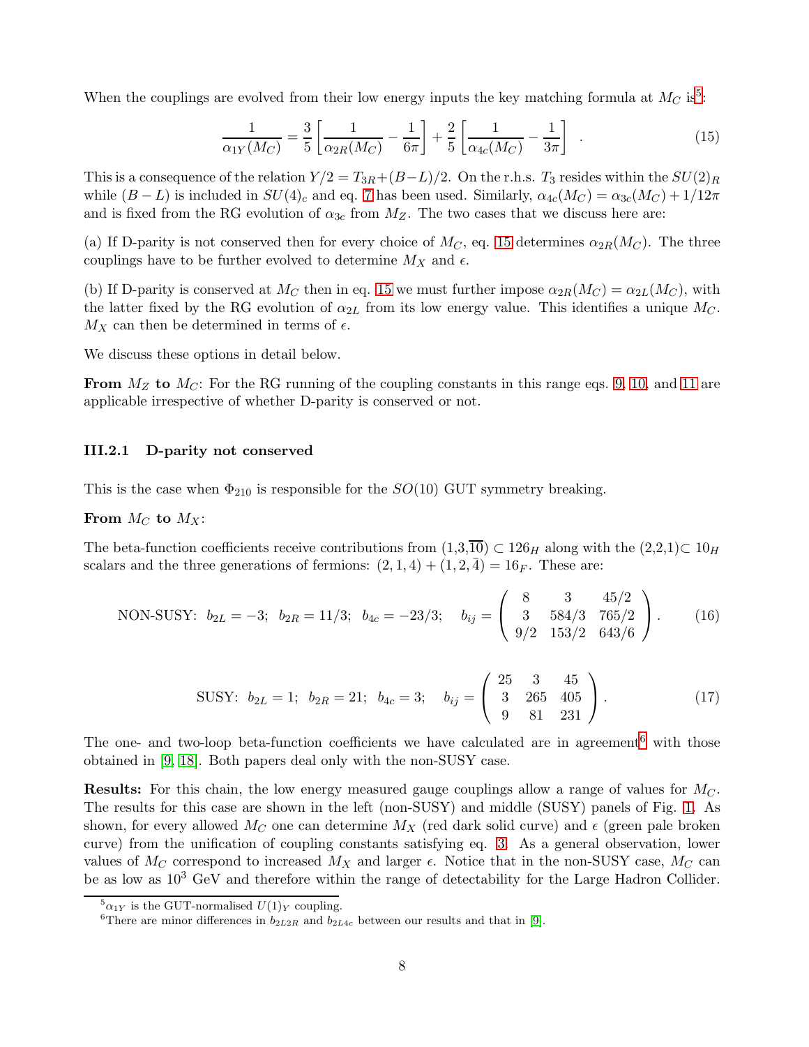When the couplings are evolved from their low energy inputs the key matching formula at $M_C$ is[5]:

$$\frac{1}{\alpha_{1Y}(M_C)} = \frac{3}{5}\left[\frac{1}{\alpha_{2R}(M_C)} - \frac{1}{6\pi}\right] + \frac{2}{5}\left[\frac{1}{\alpha_{4c}(M_C)} - \frac{1}{3\pi}\right] \quad . \tag{15}$$

This is a consequence of the relation $Y/2 = T_{3R} + (B-L)/2$. On the r.h.s. $T_3$ resides within the $SU(2)_R$ while $(B-L)$ is included in $SU(4)_c$ and eq. 7 has been used. Similarly, $\alpha_{4c}(M_C) = \alpha_{3c}(M_C) + 1/12\pi$ and is fixed from the RG evolution of $\alpha_{3c}$ from $M_Z$. The two cases that we discuss here are:

(a) If D-parity is not conserved then for every choice of $M_C$, eq. 15 determines $\alpha_{2R}(M_C)$. The three couplings have to be further evolved to determine $M_X$ and $\epsilon$.

(b) If D-parity is conserved at $M_C$ then in eq. 15 we must further impose $\alpha_{2R}(M_C) = \alpha_{2L}(M_C)$, with the latter fixed by the RG evolution of $\alpha_{2L}$ from its low energy value. This identifies a unique $M_C$. $M_X$ can then be determined in terms of $\epsilon$.

We discuss these options in detail below.

**From $M_Z$ to $M_C$:** For the RG running of the coupling constants in this range eqs. 9, 10, and 11 are applicable irrespective of whether D-parity is conserved or not.

#### III.2.1 D-parity not conserved

This is the case when $\Phi_{210}$ is responsible for the $SO(10)$ GUT symmetry breaking.

**From $M_C$ to $M_X$:**

The beta-function coefficients receive contributions from $(1,3,\overline{10}) \subset 126_H$ along with the (2,2,1)$\subset 10_H$ scalars and the three generations of fermions: $(2,1,4) + (1,2,\bar{4}) = 16_F$. These are:

$$\text{NON-SUSY:}\;\; b_{2L} = -3;\;\; b_{2R} = 11/3;\;\; b_{4c} = -23/3;\quad b_{ij} = \begin{pmatrix} 8 & 3 & 45/2 \\ 3 & 584/3 & 765/2 \\ 9/2 & 153/2 & 643/6 \end{pmatrix}. \tag{16}$$

$$\text{SUSY:}\;\; b_{2L} = 1;\;\; b_{2R} = 21;\;\; b_{4c} = 3;\quad b_{ij} = \begin{pmatrix} 25 & 3 & 45 \\ 3 & 265 & 405 \\ 9 & 81 & 231 \end{pmatrix}. \tag{17}$$

The one- and two-loop beta-function coefficients we have calculated are in agreement[6] with those obtained in [9, 18]. Both papers deal only with the non-SUSY case.

**Results:** For this chain, the low energy measured gauge couplings allow a range of values for $M_C$. The results for this case are shown in the left (non-SUSY) and middle (SUSY) panels of Fig. 1. As shown, for every allowed $M_C$ one can determine $M_X$ (red dark solid curve) and $\epsilon$ (green pale broken curve) from the unification of coupling constants satisfying eq. 3. As a general observation, lower values of $M_C$ correspond to increased $M_X$ and larger $\epsilon$. Notice that in the non-SUSY case, $M_C$ can be as low as $10^3$ GeV and therefore within the range of detectability for the Large Hadron Collider.

---

[5] $\alpha_{1Y}$ is the GUT-normalised $U(1)_Y$ coupling.

[6] There are minor differences in $b_{2L2R}$ and $b_{2L4c}$ between our results and that in [9].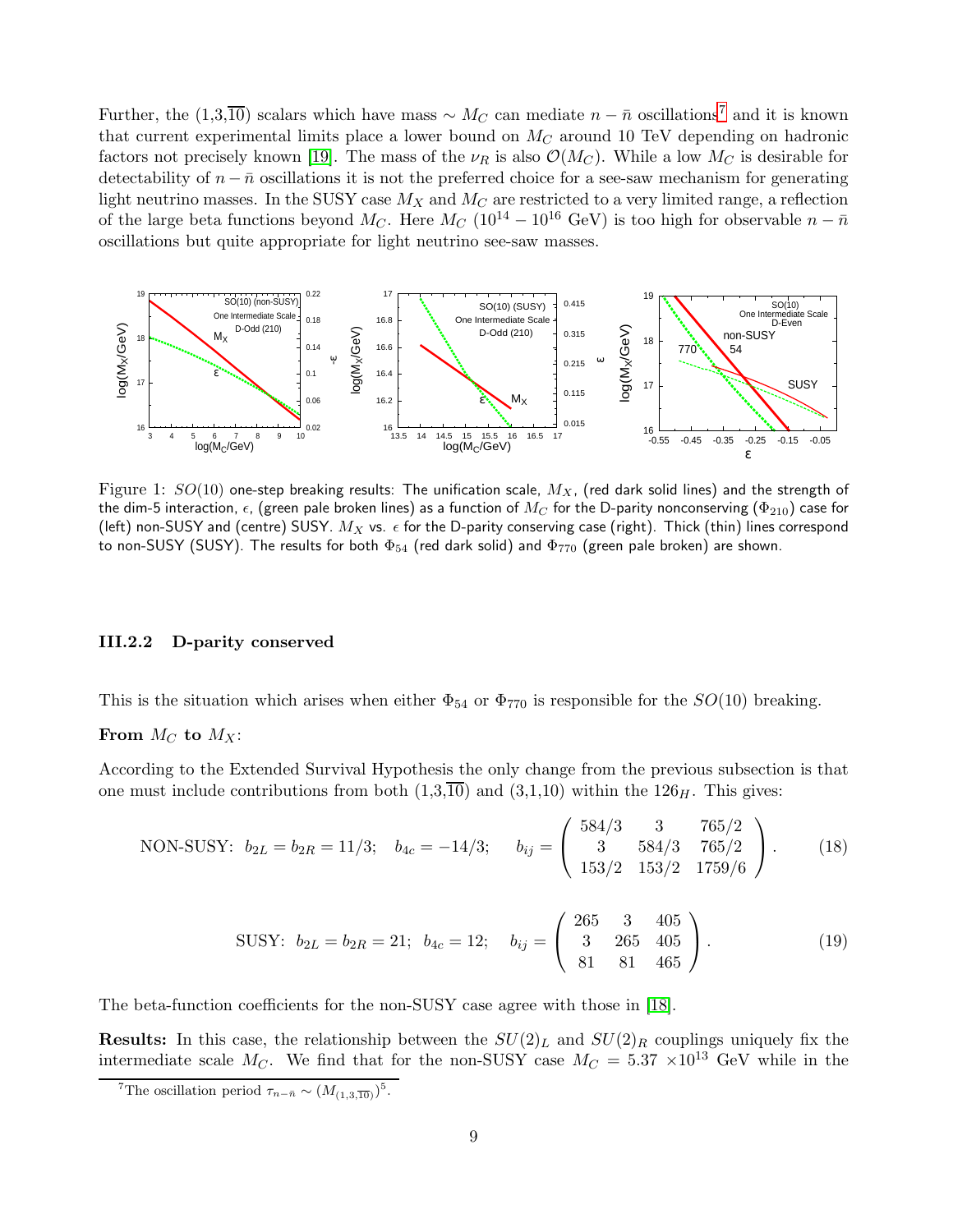Further, the $(1,3,\overline{10})$ scalars which have mass $\sim M_C$ can mediate $n-\bar{n}$ oscillations[7] and it is known that current experimental limits place a lower bound on $M_C$ around 10 TeV depending on hadronic factors not precisely known [19]. The mass of the $\nu_R$ is also $\mathcal{O}(M_C)$. While a low $M_C$ is desirable for detectability of $n-\bar{n}$ oscillations it is not the preferred choice for a see-saw mechanism for generating light neutrino masses. In the SUSY case $M_X$ and $M_C$ are restricted to a very limited range, a reflection of the large beta functions beyond $M_C$. Here $M_C$ ($10^{14}-10^{16}$ GeV) is too high for observable $n-\bar{n}$ oscillations but quite appropriate for light neutrino see-saw masses.

Figure 1: $SO(10)$ one-step breaking results: The unification scale, $M_X$, (red dark solid lines) and the strength of the dim-5 interaction, $\epsilon$, (green pale broken lines) as a function of $M_C$ for the D-parity nonconserving ($\Phi_{210}$) case for (left) non-SUSY and (centre) SUSY. $M_X$ vs. $\epsilon$ for the D-parity conserving case (right). Thick (thin) lines correspond to non-SUSY (SUSY). The results for both $\Phi_{54}$ (red dark solid) and $\Phi_{770}$ (green pale broken) are shown.

#### III.2.2 D-parity conserved

This is the situation which arises when either $\Phi_{54}$ or $\Phi_{770}$ is responsible for the $SO(10)$ breaking.

**From $M_C$ to $M_X$:**

According to the Extended Survival Hypothesis the only change from the previous subsection is that one must include contributions from both $(1,3,\overline{10})$ and $(3,1,10)$ within the $126_H$. This gives:

$$\text{NON-SUSY:}\ \ b_{2L}=b_{2R}=11/3;\quad b_{4c}=-14/3;\quad b_{ij}=\begin{pmatrix}584/3 & 3 & 765/2\\ 3 & 584/3 & 765/2\\ 153/2 & 153/2 & 1759/6\end{pmatrix}. \tag{18}$$

$$\text{SUSY:}\ \ b_{2L}=b_{2R}=21;\ \ b_{4c}=12;\quad b_{ij}=\begin{pmatrix}265 & 3 & 405\\ 3 & 265 & 405\\ 81 & 81 & 465\end{pmatrix}. \tag{19}$$

The beta-function coefficients for the non-SUSY case agree with those in [18].

**Results:** In this case, the relationship between the $SU(2)_L$ and $SU(2)_R$ couplings uniquely fix the intermediate scale $M_C$. We find that for the non-SUSY case $M_C = 5.37\times 10^{13}$ GeV while in the

[7] The oscillation period $\tau_{n-\bar{n}} \sim (M_{(1,3,\overline{10})})^5$.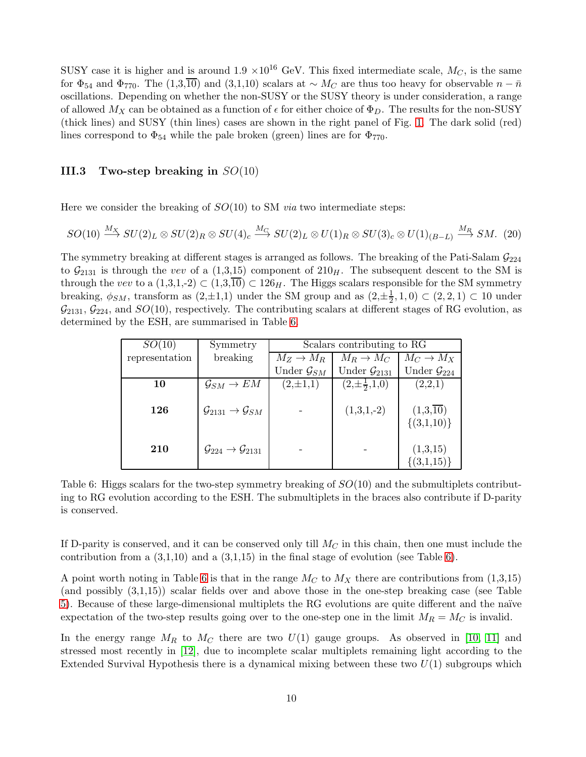SUSY case it is higher and is around 1.9 $\times 10^{16}$ GeV. This fixed intermediate scale, $M_C$, is the same for $\Phi_{54}$ and $\Phi_{770}$. The (1,3,$\overline{10}$) and (3,1,10) scalars at $\sim M_C$ are thus too heavy for observable $n-\bar{n}$ oscillations. Depending on whether the non-SUSY or the SUSY theory is under consideration, a range of allowed $M_X$ can be obtained as a function of $\epsilon$ for either choice of $\Phi_D$. The results for the non-SUSY (thick lines) and SUSY (thin lines) cases are shown in the right panel of Fig. 1. The dark solid (red) lines correspond to $\Phi_{54}$ while the pale broken (green) lines are for $\Phi_{770}$.

### III.3 Two-step breaking in $SO(10)$

Here we consider the breaking of $SO(10)$ to SM *via* two intermediate steps:

$$SO(10) \xrightarrow{M_X} SU(2)_L \otimes SU(2)_R \otimes SU(4)_c \xrightarrow{M_C} SU(2)_L \otimes U(1)_R \otimes SU(3)_c \otimes U(1)_{(B-L)} \xrightarrow{M_R} SM. \quad (20)$$

The symmetry breaking at different stages is arranged as follows. The breaking of the Pati-Salam $\mathcal{G}_{224}$ to $\mathcal{G}_{2131}$ is through the *vev* of a (1,3,15) component of $210_H$. The subsequent descent to the SM is through the *vev* to a (1,3,1,-2) $\subset$ (1,3,$\overline{10}$) $\subset 126_H$. The Higgs scalars responsible for the SM symmetry breaking, $\phi_{SM}$, transform as (2,$\pm$1,1) under the SM group and as $(2,\pm\frac{1}{2},1,0) \subset (2,2,1) \subset 10$ under $\mathcal{G}_{2131}$, $\mathcal{G}_{224}$, and $SO(10)$, respectively. The contributing scalars at different stages of RG evolution, as determined by the ESH, are summarised in Table 6.

| $SO(10)$ representation | Symmetry breaking | Scalars contributing to RG | | |
|---|---|---|---|---|
| | | $M_Z \to M_R$ Under $\mathcal{G}_{SM}$ | $M_R \to M_C$ Under $\mathcal{G}_{2131}$ | $M_C \to M_X$ Under $\mathcal{G}_{224}$ |
| **10** | $\mathcal{G}_{SM} \to EM$ | (2,$\pm$1,1) | (2,$\pm\frac{1}{2}$,1,0) | (2,2,1) |
| **126** | $\mathcal{G}_{2131} \to \mathcal{G}_{SM}$ | - | (1,3,1,-2) | (1,3,$\overline{10}$) {(3,1,10)} |
| **210** | $\mathcal{G}_{224} \to \mathcal{G}_{2131}$ | - | - | (1,3,15) {(3,1,15)} |

Table 6: Higgs scalars for the two-step symmetry breaking of $SO(10)$ and the submultiplets contributing to RG evolution according to the ESH. The submultiplets in the braces also contribute if D-parity is conserved.

If D-parity is conserved, and it can be conserved only till $M_C$ in this chain, then one must include the contribution from a (3,1,10) and a (3,1,15) in the final stage of evolution (see Table 6).

A point worth noting in Table 6 is that in the range $M_C$ to $M_X$ there are contributions from (1,3,15) (and possibly (3,1,15)) scalar fields over and above those in the one-step breaking case (see Table 5). Because of these large-dimensional multiplets the RG evolutions are quite different and the naïve expectation of the two-step results going over to the one-step one in the limit $M_R = M_C$ is invalid.

In the energy range $M_R$ to $M_C$ there are two $U(1)$ gauge groups. As observed in [10, 11] and stressed most recently in [12], due to incomplete scalar multiplets remaining light according to the Extended Survival Hypothesis there is a dynamical mixing between these two $U(1)$ subgroups which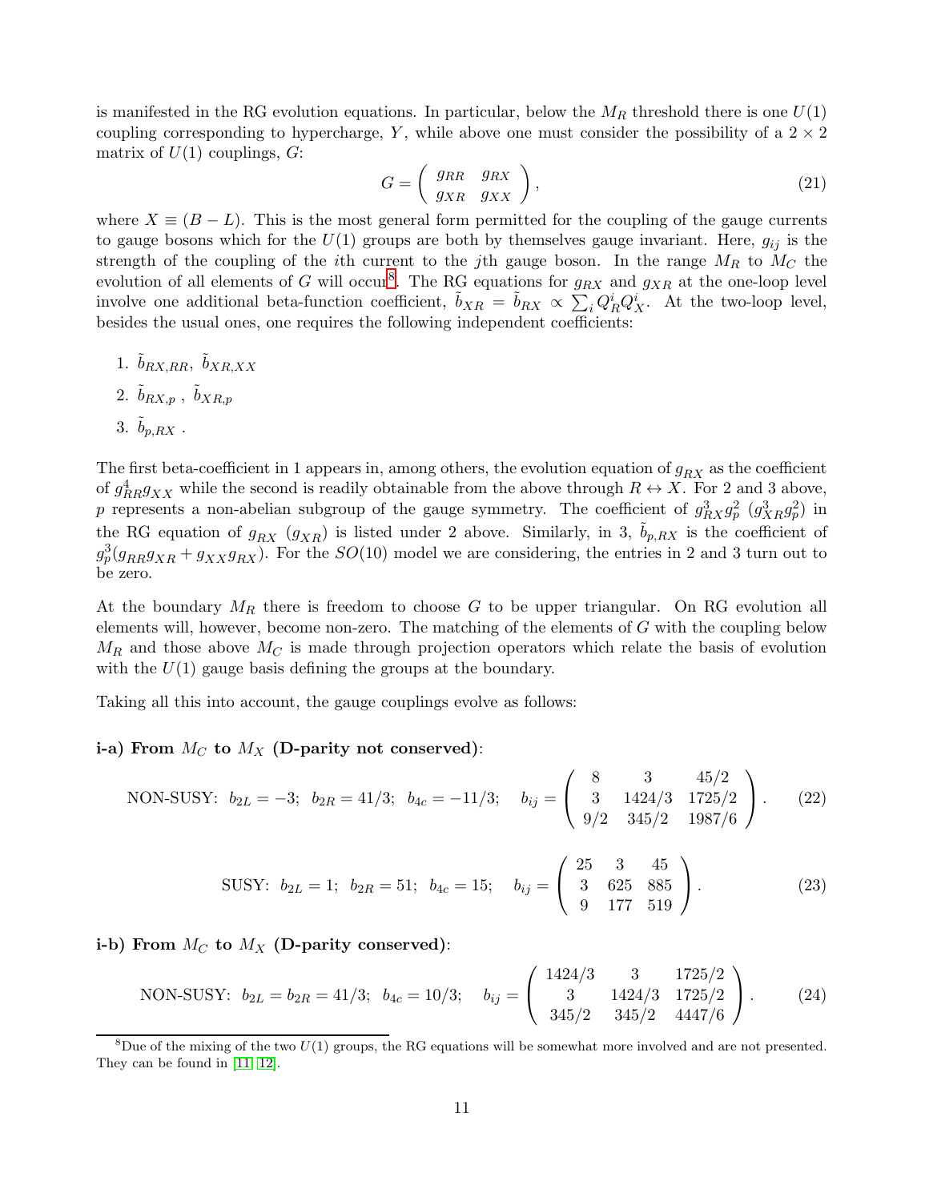is manifested in the RG evolution equations. In particular, below the $M_R$ threshold there is one $U(1)$ coupling corresponding to hypercharge, $Y$, while above one must consider the possibility of a $2 \times 2$ matrix of $U(1)$ couplings, $G$:

$$G = \begin{pmatrix} g_{RR} & g_{RX} \\ g_{XR} & g_{XX} \end{pmatrix}, \tag{21}$$

where $X \equiv (B - L)$. This is the most general form permitted for the coupling of the gauge currents to gauge bosons which for the $U(1)$ groups are both by themselves gauge invariant. Here, $g_{ij}$ is the strength of the coupling of the $i$th current to the $j$th gauge boson. In the range $M_R$ to $M_C$ the evolution of all elements of $G$ will occur[8]. The RG equations for $g_{RX}$ and $g_{XR}$ at the one-loop level involve one additional beta-function coefficient, $\tilde{b}_{XR} = \tilde{b}_{RX} \propto \sum_i Q_R^i Q_X^i$. At the two-loop level, besides the usual ones, one requires the following independent coefficients:

1. $\tilde{b}_{RX,RR}$, $\tilde{b}_{XR,XX}$
2. $\tilde{b}_{RX,p}$ , $\tilde{b}_{XR,p}$
3. $\tilde{b}_{p,RX}$ .

The first beta-coefficient in 1 appears in, among others, the evolution equation of $g_{RX}$ as the coefficient of $g_{RR}^4 g_{XX}$ while the second is readily obtainable from the above through $R \leftrightarrow X$. For 2 and 3 above, $p$ represents a non-abelian subgroup of the gauge symmetry. The coefficient of $g_{RX}^3 g_p^2$ ($g_{XR}^3 g_p^2$) in the RG equation of $g_{RX}$ ($g_{XR}$) is listed under 2 above. Similarly, in 3, $\tilde{b}_{p,RX}$ is the coefficient of $g_p^3(g_{RR}g_{XR} + g_{XX}g_{RX})$. For the $SO(10)$ model we are considering, the entries in 2 and 3 turn out to be zero.

At the boundary $M_R$ there is freedom to choose $G$ to be upper triangular. On RG evolution all elements will, however, become non-zero. The matching of the elements of $G$ with the coupling below $M_R$ and those above $M_C$ is made through projection operators which relate the basis of evolution with the $U(1)$ gauge basis defining the groups at the boundary.

Taking all this into account, the gauge couplings evolve as follows:

**i-a) From $M_C$ to $M_X$ (D-parity not conserved)**:

$$\text{NON-SUSY:}\;\; b_{2L} = -3;\;\; b_{2R} = 41/3;\;\; b_{4c} = -11/3; \quad b_{ij} = \begin{pmatrix} 8 & 3 & 45/2 \\ 3 & 1424/3 & 1725/2 \\ 9/2 & 345/2 & 1987/6 \end{pmatrix}. \tag{22}$$

$$\text{SUSY:}\;\; b_{2L} = 1;\;\; b_{2R} = 51;\;\; b_{4c} = 15; \quad b_{ij} = \begin{pmatrix} 25 & 3 & 45 \\ 3 & 625 & 885 \\ 9 & 177 & 519 \end{pmatrix}. \tag{23}$$

**i-b) From $M_C$ to $M_X$ (D-parity conserved)**:

$$\text{NON-SUSY:}\;\; b_{2L} = b_{2R} = 41/3;\;\; b_{4c} = 10/3; \quad b_{ij} = \begin{pmatrix} 1424/3 & 3 & 1725/2 \\ 3 & 1424/3 & 1725/2 \\ 345/2 & 345/2 & 4447/6 \end{pmatrix}. \tag{24}$$

[8] Due of the mixing of the two $U(1)$ groups, the RG equations will be somewhat more involved and are not presented. They can be found in [11, 12].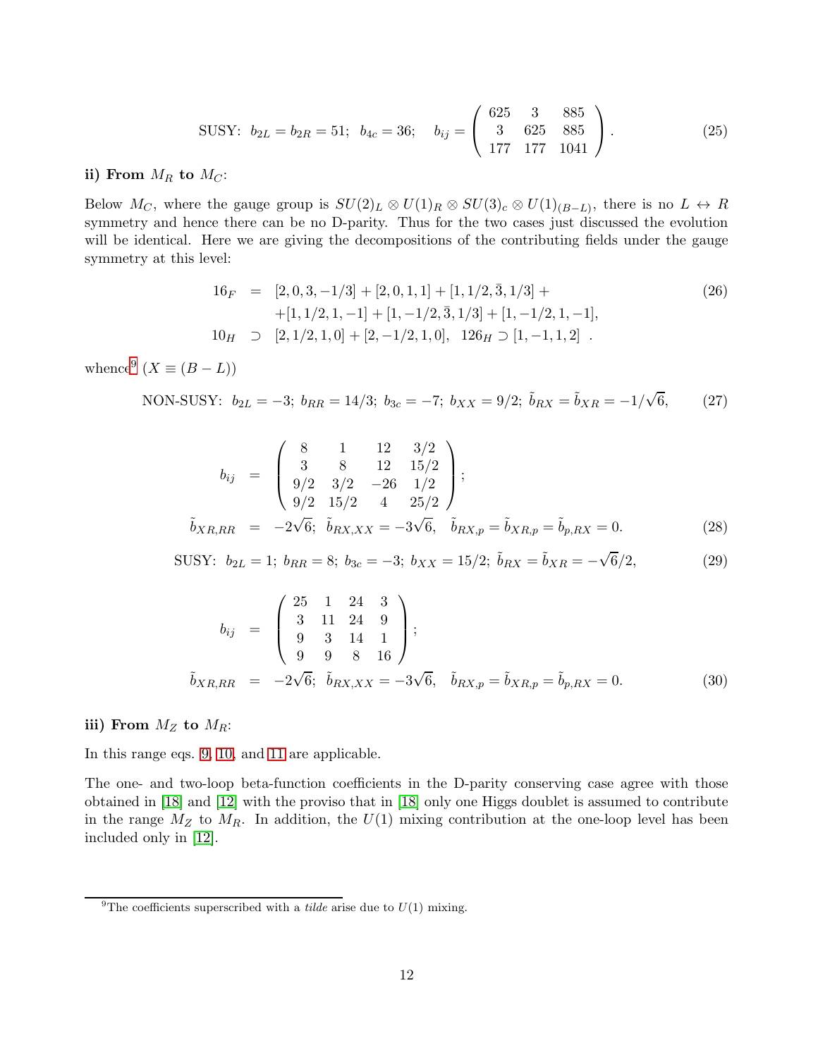$$\text{SUSY:}\;\; b_{2L} = b_{2R} = 51;\;\; b_{4c} = 36;\quad b_{ij} = \begin{pmatrix} 625 & 3 & 885 \\ 3 & 625 & 885 \\ 177 & 177 & 1041 \end{pmatrix}. \tag{25}$$

**ii) From $M_R$ to $M_C$:**

Below $M_C$, where the gauge group is $SU(2)_L \otimes U(1)_R \otimes SU(3)_c \otimes U(1)_{(B-L)}$, there is no $L \leftrightarrow R$ symmetry and hence there can be no D-parity. Thus for the two cases just discussed the evolution will be identical. Here we are giving the decompositions of the contributing fields under the gauge symmetry at this level:

$$\begin{aligned} 16_F &= [2,0,3,-1/3] + [2,0,1,1] + [1,1/2,\bar{3},1/3] + \\ &\quad +[1,1/2,1,-1] + [1,-1/2,\bar{3},1/3] + [1,-1/2,1,-1], \\ 10_H &\supset [2,1/2,1,0] + [2,-1/2,1,0],\;\; 126_H \supset [1,-1,1,2]\;\; . \end{aligned} \tag{26}$$

whence[9] ($X \equiv (B-L)$)

$$\text{NON-SUSY:}\;\; b_{2L} = -3;\; b_{RR} = 14/3;\; b_{3c} = -7;\; b_{XX} = 9/2;\; \tilde{b}_{RX} = \tilde{b}_{XR} = -1/\sqrt{6}, \tag{27}$$

$$\begin{aligned} b_{ij} &= \begin{pmatrix} 8 & 1 & 12 & 3/2 \\ 3 & 8 & 12 & 15/2 \\ 9/2 & 3/2 & -26 & 1/2 \\ 9/2 & 15/2 & 4 & 25/2 \end{pmatrix}; \\ \tilde{b}_{XR,RR} &= -2\sqrt{6};\;\; \tilde{b}_{RX,XX} = -3\sqrt{6},\quad \tilde{b}_{RX,p} = \tilde{b}_{XR,p} = \tilde{b}_{p,RX} = 0. \end{aligned} \tag{28}$$

$$\text{SUSY:}\;\; b_{2L} = 1;\; b_{RR} = 8;\; b_{3c} = -3;\; b_{XX} = 15/2;\; \tilde{b}_{RX} = \tilde{b}_{XR} = -\sqrt{6}/2, \tag{29}$$

$$\begin{aligned} b_{ij} &= \begin{pmatrix} 25 & 1 & 24 & 3 \\ 3 & 11 & 24 & 9 \\ 9 & 3 & 14 & 1 \\ 9 & 9 & 8 & 16 \end{pmatrix}; \\ \tilde{b}_{XR,RR} &= -2\sqrt{6};\;\; \tilde{b}_{RX,XX} = -3\sqrt{6},\quad \tilde{b}_{RX,p} = \tilde{b}_{XR,p} = \tilde{b}_{p,RX} = 0. \end{aligned} \tag{30}$$

**iii) From $M_Z$ to $M_R$:**

In this range eqs. 9, 10, and 11 are applicable.

The one- and two-loop beta-function coefficients in the D-parity conserving case agree with those obtained in [18] and [12] with the proviso that in [18] only one Higgs doublet is assumed to contribute in the range $M_Z$ to $M_R$. In addition, the $U(1)$ mixing contribution at the one-loop level has been included only in [12].

[9] The coefficients superscribed with a *tilde* arise due to $U(1)$ mixing.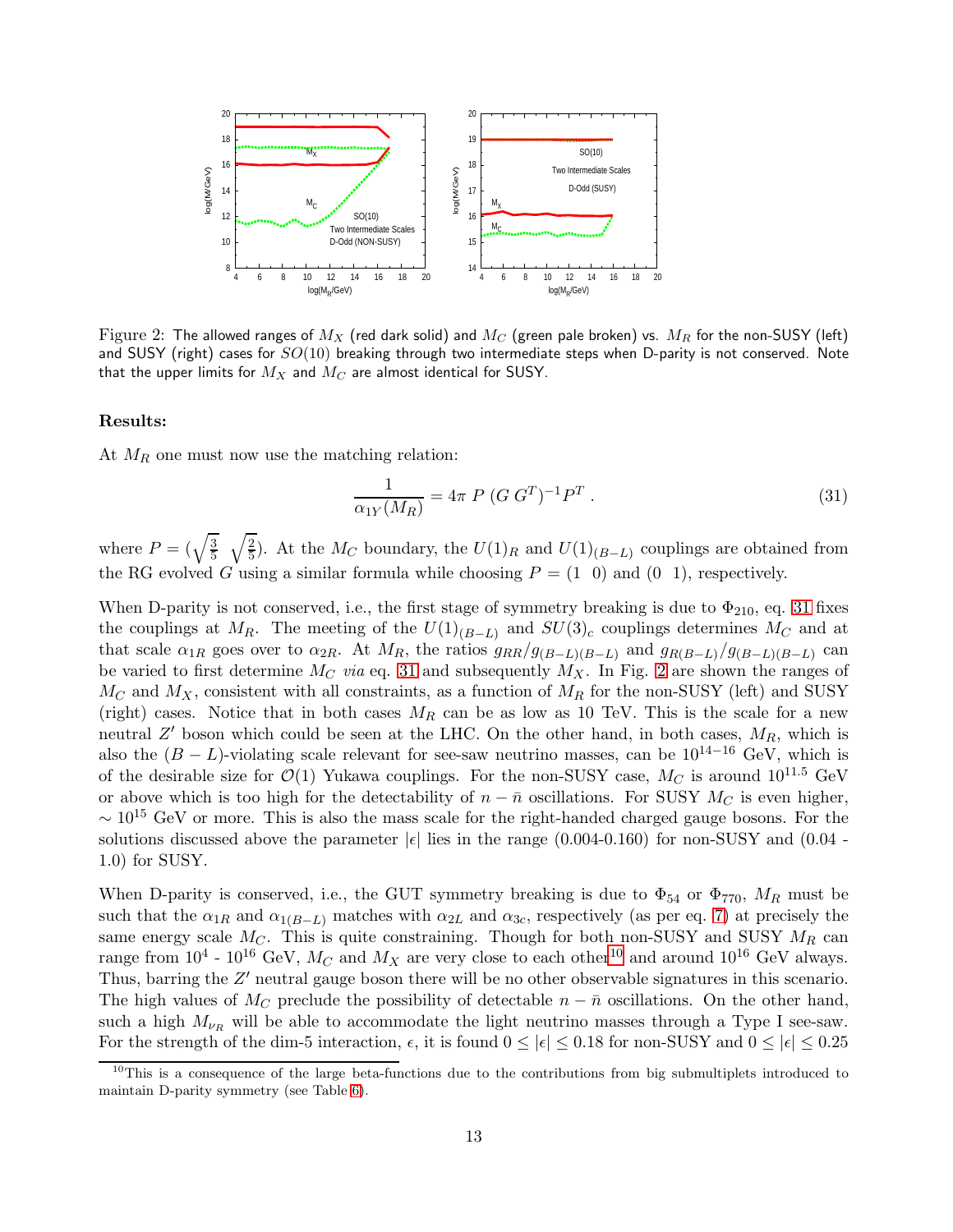Figure 2: The allowed ranges of $M_X$ (red dark solid) and $M_C$ (green pale broken) vs. $M_R$ for the non-SUSY (left) and SUSY (right) cases for $SO(10)$ breaking through two intermediate steps when D-parity is not conserved. Note that the upper limits for $M_X$ and $M_C$ are almost identical for SUSY.

**Results:**

At $M_R$ one must now use the matching relation:

$$\frac{1}{\alpha_{1Y}(M_R)} = 4\pi \; P \; (G\, G^T)^{-1} P^T \; . \tag{31}$$

where $P = (\sqrt{\frac{3}{5}} \;\; \sqrt{\frac{2}{5}})$. At the $M_C$ boundary, the $U(1)_R$ and $U(1)_{(B-L)}$ couplings are obtained from the RG evolved $G$ using a similar formula while choosing $P = (1 \;\; 0)$ and $(0 \;\; 1)$, respectively.

When D-parity is not conserved, i.e., the first stage of symmetry breaking is due to $\Phi_{210}$, eq. 31 fixes the couplings at $M_R$. The meeting of the $U(1)_{(B-L)}$ and $SU(3)_c$ couplings determines $M_C$ and at that scale $\alpha_{1R}$ goes over to $\alpha_{2R}$. At $M_R$, the ratios $g_{RR}/g_{(B-L)(B-L)}$ and $g_{R(B-L)}/g_{(B-L)(B-L)}$ can be varied to first determine $M_C$ *via* eq. 31 and subsequently $M_X$. In Fig. 2 are shown the ranges of $M_C$ and $M_X$, consistent with all constraints, as a function of $M_R$ for the non-SUSY (left) and SUSY (right) cases. Notice that in both cases $M_R$ can be as low as 10 TeV. This is the scale for a new neutral $Z'$ boson which could be seen at the LHC. On the other hand, in both cases, $M_R$, which is also the $(B-L)$-violating scale relevant for see-saw neutrino masses, can be $10^{14-16}$ GeV, which is of the desirable size for $\mathcal{O}(1)$ Yukawa couplings. For the non-SUSY case, $M_C$ is around $10^{11.5}$ GeV or above which is too high for the detectability of $n-\bar{n}$ oscillations. For SUSY $M_C$ is even higher, $\sim 10^{15}$ GeV or more. This is also the mass scale for the right-handed charged gauge bosons. For the solutions discussed above the parameter $|\epsilon|$ lies in the range (0.004-0.160) for non-SUSY and (0.04 - 1.0) for SUSY.

When D-parity is conserved, i.e., the GUT symmetry breaking is due to $\Phi_{54}$ or $\Phi_{770}$, $M_R$ must be such that the $\alpha_{1R}$ and $\alpha_{1(B-L)}$ matches with $\alpha_{2L}$ and $\alpha_{3c}$, respectively (as per eq. 7) at precisely the same energy scale $M_C$. This is quite constraining. Though for both non-SUSY and SUSY $M_R$ can range from $10^4$ - $10^{16}$ GeV, $M_C$ and $M_X$ are very close to each other[10] and around $10^{16}$ GeV always. Thus, barring the $Z'$ neutral gauge boson there will be no other observable signatures in this scenario. The high values of $M_C$ preclude the possibility of detectable $n-\bar{n}$ oscillations. On the other hand, such a high $M_{\nu_R}$ will be able to accommodate the light neutrino masses through a Type I see-saw. For the strength of the dim-5 interaction, $\epsilon$, it is found $0 \leq |\epsilon| \leq 0.18$ for non-SUSY and $0 \leq |\epsilon| \leq 0.25$

[10] This is a consequence of the large beta-functions due to the contributions from big submultiplets introduced to maintain D-parity symmetry (see Table 6).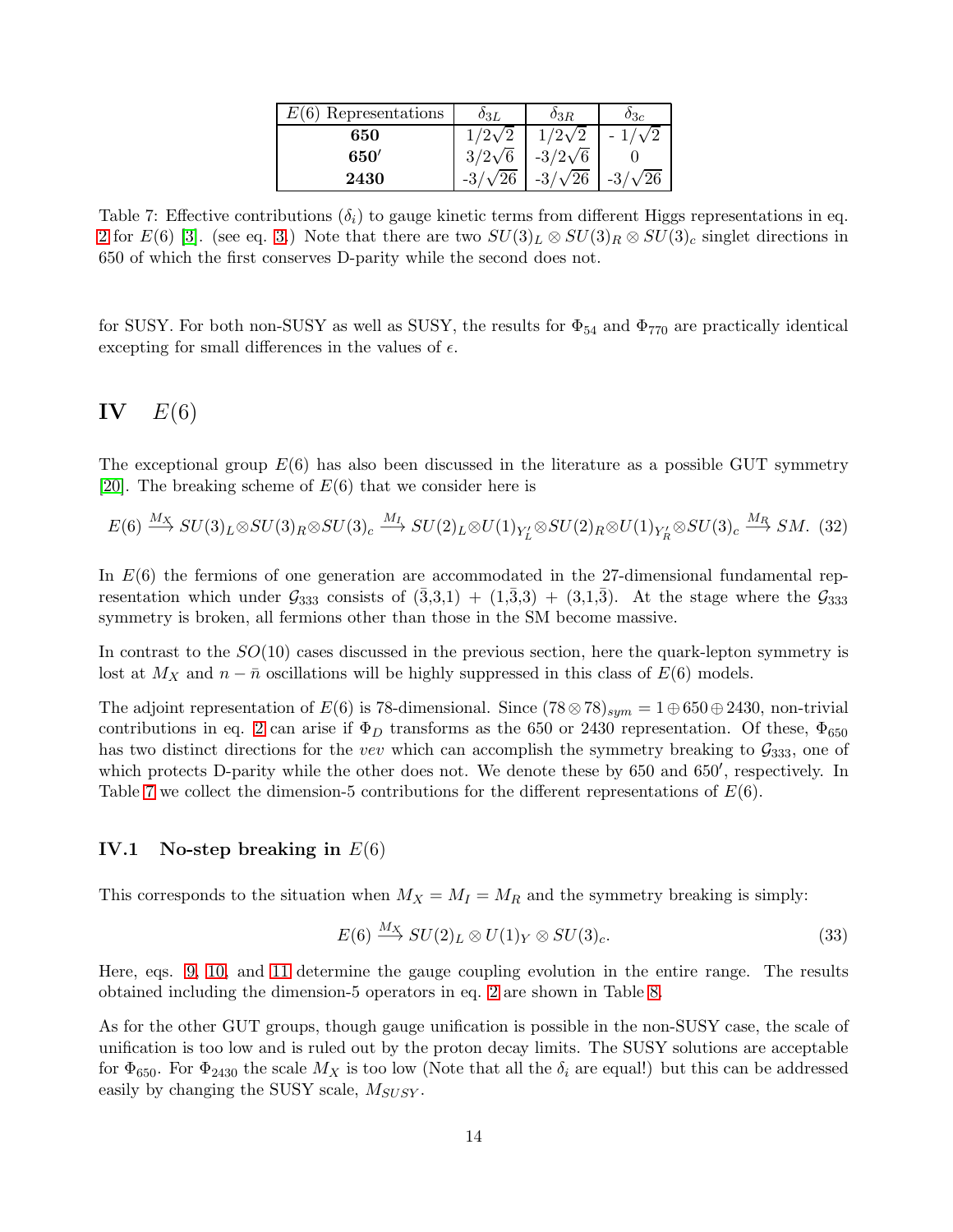| $E(6)$ Representations | $\delta_{3L}$ | $\delta_{3R}$ | $\delta_{3c}$ |
|---|---|---|---|
| **650** | $1/2\sqrt{2}$ | $1/2\sqrt{2}$ | $-1/\sqrt{2}$ |
| **650$'$** | $3/2\sqrt{6}$ | $-3/2\sqrt{6}$ | 0 |
| **2430** | $-3/\sqrt{26}$ | $-3/\sqrt{26}$ | $-3/\sqrt{26}$ |

Table 7: Effective contributions ($\delta_i$) to gauge kinetic terms from different Higgs representations in eq. 2 for $E(6)$ [3]. (see eq. 3.) Note that there are two $SU(3)_L \otimes SU(3)_R \otimes SU(3)_c$ singlet directions in 650 of which the first conserves D-parity while the second does not.

for SUSY. For both non-SUSY as well as SUSY, the results for $\Phi_{54}$ and $\Phi_{770}$ are practically identical excepting for small differences in the values of $\epsilon$.

# IV $E(6)$

The exceptional group $E(6)$ has also been discussed in the literature as a possible GUT symmetry [20]. The breaking scheme of $E(6)$ that we consider here is

$$E(6) \xrightarrow{M_X} SU(3)_L \otimes SU(3)_R \otimes SU(3)_c \xrightarrow{M_I} SU(2)_L \otimes U(1)_{Y'_L} \otimes SU(2)_R \otimes U(1)_{Y'_R} \otimes SU(3)_c \xrightarrow{M_R} SM. \quad (32)$$

In $E(6)$ the fermions of one generation are accommodated in the 27-dimensional fundamental representation which under $\mathcal{G}_{333}$ consists of $(\bar{3},3,1)$ + $(1,\bar{3},3)$ + $(3,1,\bar{3})$. At the stage where the $\mathcal{G}_{333}$ symmetry is broken, all fermions other than those in the SM become massive.

In contrast to the $SO(10)$ cases discussed in the previous section, here the quark-lepton symmetry is lost at $M_X$ and $n-\bar{n}$ oscillations will be highly suppressed in this class of $E(6)$ models.

The adjoint representation of $E(6)$ is 78-dimensional. Since $(78 \otimes 78)_{sym} = 1 \oplus 650 \oplus 2430$, non-trivial contributions in eq. 2 can arise if $\Phi_D$ transforms as the 650 or 2430 representation. Of these, $\Phi_{650}$ has two distinct directions for the *vev* which can accomplish the symmetry breaking to $\mathcal{G}_{333}$, one of which protects D-parity while the other does not. We denote these by 650 and 650$'$, respectively. In Table 7 we collect the dimension-5 contributions for the different representations of $E(6)$.

## IV.1 No-step breaking in $E(6)$

This corresponds to the situation when $M_X = M_I = M_R$ and the symmetry breaking is simply:

$$E(6) \xrightarrow{M_X} SU(2)_L \otimes U(1)_Y \otimes SU(3)_c. \quad (33)$$

Here, eqs. 9, 10, and 11 determine the gauge coupling evolution in the entire range. The results obtained including the dimension-5 operators in eq. 2 are shown in Table 8.

As for the other GUT groups, though gauge unification is possible in the non-SUSY case, the scale of unification is too low and is ruled out by the proton decay limits. The SUSY solutions are acceptable for $\Phi_{650}$. For $\Phi_{2430}$ the scale $M_X$ is too low (Note that all the $\delta_i$ are equal!) but this can be addressed easily by changing the SUSY scale, $M_{SUSY}$.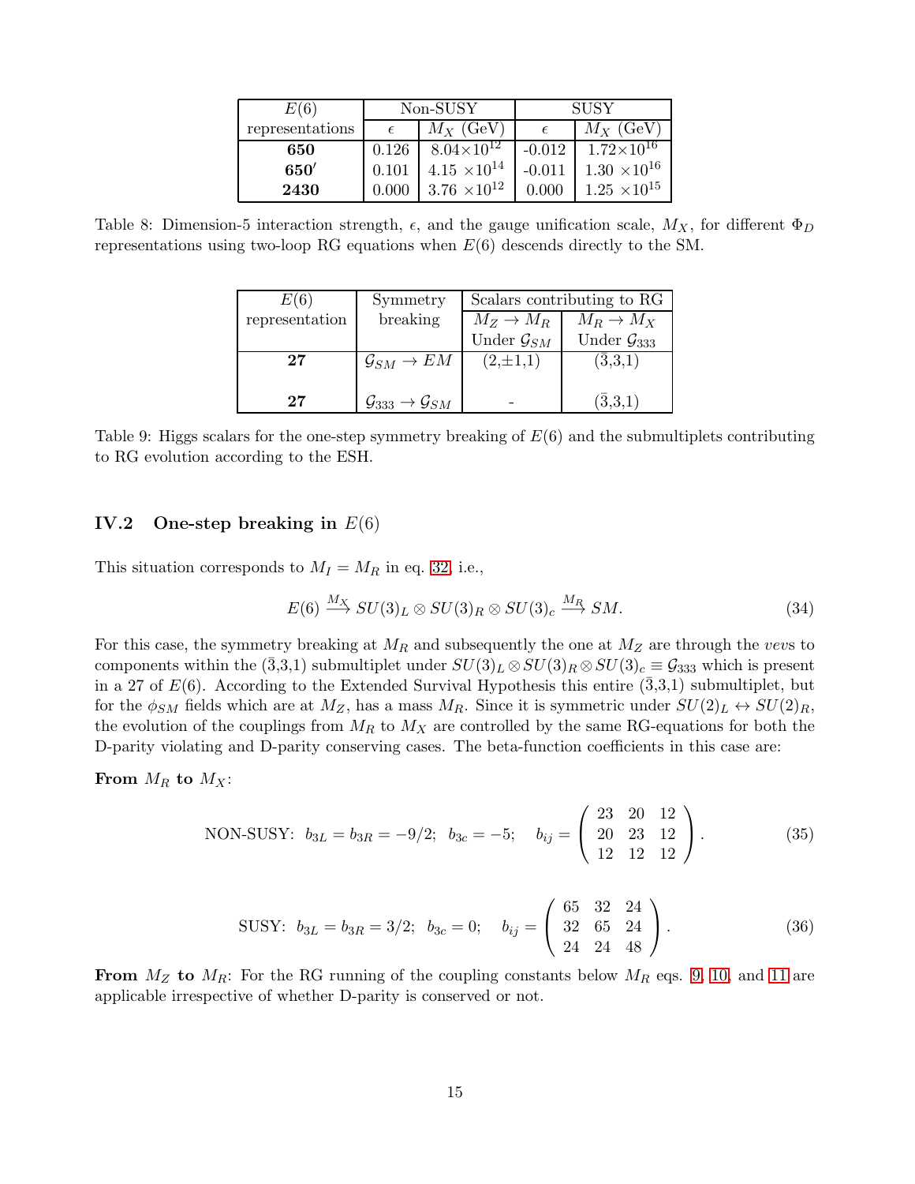| $E(6)$ representations | Non-SUSY | | SUSY | |
|---|---|---|---|---|
| | $\epsilon$ | $M_X$ (GeV) | $\epsilon$ | $M_X$ (GeV) |
| **650** | 0.126 | $8.04\times10^{12}$ | -0.012 | $1.72\times10^{16}$ |
| **650′** | 0.101 | $4.15\times10^{14}$ | -0.011 | $1.30\times10^{16}$ |
| **2430** | 0.000 | $3.76\times10^{12}$ | 0.000 | $1.25\times10^{15}$ |

Table 8: Dimension-5 interaction strength, $\epsilon$, and the gauge unification scale, $M_X$, for different $\Phi_D$ representations using two-loop RG equations when $E(6)$ descends directly to the SM.

| $E(6)$ representation | Symmetry breaking | Scalars contributing to RG | |
|---|---|---|---|
| | | $M_Z \to M_R$ Under $\mathcal{G}_{SM}$ | $M_R \to M_X$ Under $\mathcal{G}_{333}$ |
| **27** | $\mathcal{G}_{SM} \to EM$ | (2,±1,1) | ($\bar{3}$,3,1) |
| **27** | $\mathcal{G}_{333} \to \mathcal{G}_{SM}$ | - | ($\bar{3}$,3,1) |

Table 9: Higgs scalars for the one-step symmetry breaking of $E(6)$ and the submultiplets contributing to RG evolution according to the ESH.

### IV.2 One-step breaking in $E(6)$

This situation corresponds to $M_I = M_R$ in eq. 32, i.e.,

$$E(6) \xrightarrow{M_X} SU(3)_L \otimes SU(3)_R \otimes SU(3)_c \xrightarrow{M_R} SM. \tag{34}$$

For this case, the symmetry breaking at $M_R$ and subsequently the one at $M_Z$ are through the *vev*s to components within the ($\bar{3}$,3,1) submultiplet under $SU(3)_L \otimes SU(3)_R \otimes SU(3)_c \equiv \mathcal{G}_{333}$ which is present in a 27 of $E(6)$. According to the Extended Survival Hypothesis this entire ($\bar{3}$,3,1) submultiplet, but for the $\phi_{SM}$ fields which are at $M_Z$, has a mass $M_R$. Since it is symmetric under $SU(2)_L \leftrightarrow SU(2)_R$, the evolution of the couplings from $M_R$ to $M_X$ are controlled by the same RG-equations for both the D-parity violating and D-parity conserving cases. The beta-function coefficients in this case are:

**From $M_R$ to $M_X$:**

$$\text{NON-SUSY:}\;\; b_{3L} = b_{3R} = -9/2;\;\; b_{3c} = -5; \quad b_{ij} = \begin{pmatrix} 23 & 20 & 12 \\ 20 & 23 & 12 \\ 12 & 12 & 12 \end{pmatrix}. \tag{35}$$

$$\text{SUSY:}\;\; b_{3L} = b_{3R} = 3/2;\;\; b_{3c} = 0; \quad b_{ij} = \begin{pmatrix} 65 & 32 & 24 \\ 32 & 65 & 24 \\ 24 & 24 & 48 \end{pmatrix}. \tag{36}$$

**From $M_Z$ to $M_R$**: For the RG running of the coupling constants below $M_R$ eqs. 9, 10, and 11 are applicable irrespective of whether D-parity is conserved or not.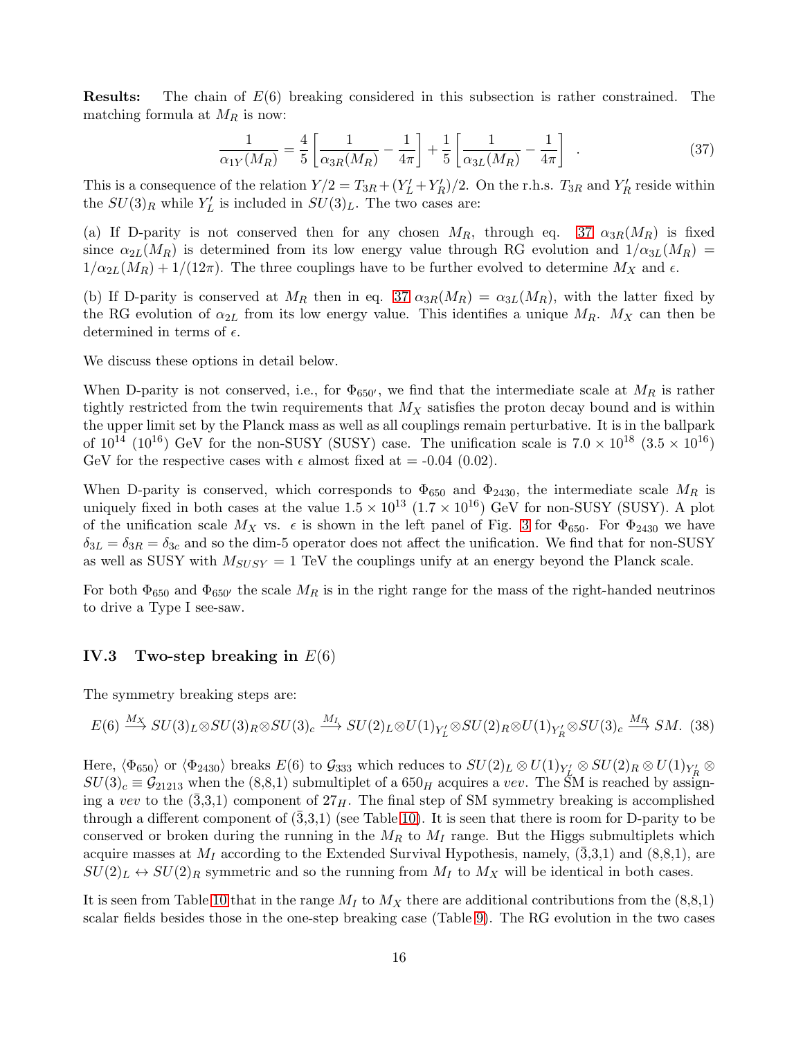**Results:** The chain of $E(6)$ breaking considered in this subsection is rather constrained. The matching formula at $M_R$ is now:

$$\frac{1}{\alpha_{1Y}(M_R)} = \frac{4}{5}\left[\frac{1}{\alpha_{3R}(M_R)} - \frac{1}{4\pi}\right] + \frac{1}{5}\left[\frac{1}{\alpha_{3L}(M_R)} - \frac{1}{4\pi}\right] \quad . \tag{37}$$

This is a consequence of the relation $Y/2 = T_{3R} + (Y'_L + Y'_R)/2$. On the r.h.s. $T_{3R}$ and $Y'_R$ reside within the $SU(3)_R$ while $Y'_L$ is included in $SU(3)_L$. The two cases are:

(a) If D-parity is not conserved then for any chosen $M_R$, through eq. 37 $\alpha_{3R}(M_R)$ is fixed since $\alpha_{2L}(M_R)$ is determined from its low energy value through RG evolution and $1/\alpha_{3L}(M_R) = 1/\alpha_{2L}(M_R) + 1/(12\pi)$. The three couplings have to be further evolved to determine $M_X$ and $\epsilon$.

(b) If D-parity is conserved at $M_R$ then in eq. 37 $\alpha_{3R}(M_R) = \alpha_{3L}(M_R)$, with the latter fixed by the RG evolution of $\alpha_{2L}$ from its low energy value. This identifies a unique $M_R$. $M_X$ can then be determined in terms of $\epsilon$.

We discuss these options in detail below.

When D-parity is not conserved, i.e., for $\Phi_{650'}$, we find that the intermediate scale at $M_R$ is rather tightly restricted from the twin requirements that $M_X$ satisfies the proton decay bound and is within the upper limit set by the Planck mass as well as all couplings remain perturbative. It is in the ballpark of $10^{14}$ ($10^{16}$) GeV for the non-SUSY (SUSY) case. The unification scale is $7.0 \times 10^{18}$ ($3.5 \times 10^{16}$) GeV for the respective cases with $\epsilon$ almost fixed at = -0.04 (0.02).

When D-parity is conserved, which corresponds to $\Phi_{650}$ and $\Phi_{2430}$, the intermediate scale $M_R$ is uniquely fixed in both cases at the value $1.5 \times 10^{13}$ ($1.7 \times 10^{16}$) GeV for non-SUSY (SUSY). A plot of the unification scale $M_X$ vs. $\epsilon$ is shown in the left panel of Fig. 3 for $\Phi_{650}$. For $\Phi_{2430}$ we have $\delta_{3L} = \delta_{3R} = \delta_{3c}$ and so the dim-5 operator does not affect the unification. We find that for non-SUSY as well as SUSY with $M_{SUSY} = 1$ TeV the couplings unify at an energy beyond the Planck scale.

For both $\Phi_{650}$ and $\Phi_{650'}$ the scale $M_R$ is in the right range for the mass of the right-handed neutrinos to drive a Type I see-saw.

### IV.3 Two-step breaking in $E(6)$

The symmetry breaking steps are:

$$E(6) \xrightarrow{M_X} SU(3)_L \otimes SU(3)_R \otimes SU(3)_c \xrightarrow{M_I} SU(2)_L \otimes U(1)_{Y'_L} \otimes SU(2)_R \otimes U(1)_{Y'_R} \otimes SU(3)_c \xrightarrow{M_R} SM. \tag{38}$$

Here, $\langle\Phi_{650}\rangle$ or $\langle\Phi_{2430}\rangle$ breaks $E(6)$ to $\mathcal{G}_{333}$ which reduces to $SU(2)_L \otimes U(1)_{Y'_L} \otimes SU(2)_R \otimes U(1)_{Y'_R} \otimes SU(3)_c \equiv \mathcal{G}_{21213}$ when the (8,8,1) submultiplet of a $650_H$ acquires a *vev*. The SM is reached by assigning a *vev* to the ($\bar{3}$,3,1) component of $27_H$. The final step of SM symmetry breaking is accomplished through a different component of ($\bar{3}$,3,1) (see Table 10). It is seen that there is room for D-parity to be conserved or broken during the running in the $M_R$ to $M_I$ range. But the Higgs submultiplets which acquire masses at $M_I$ according to the Extended Survival Hypothesis, namely, ($\bar{3}$,3,1) and (8,8,1), are $SU(2)_L \leftrightarrow SU(2)_R$ symmetric and so the running from $M_I$ to $M_X$ will be identical in both cases.

It is seen from Table 10 that in the range $M_I$ to $M_X$ there are additional contributions from the (8,8,1) scalar fields besides those in the one-step breaking case (Table 9). The RG evolution in the two cases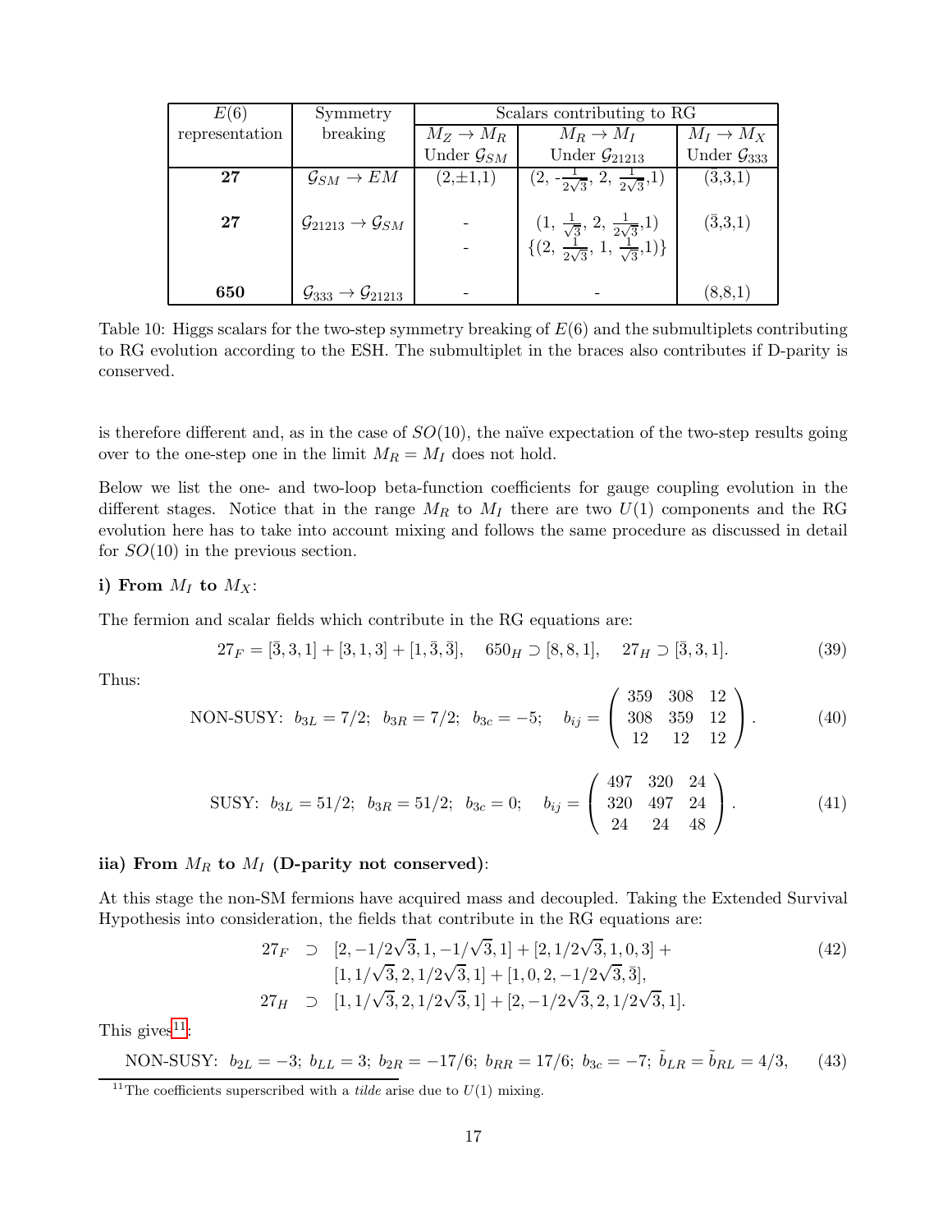| $E(6)$ representation | Symmetry breaking | Scalars contributing to RG | | |
|---|---|---|---|---|
| | | $M_Z \to M_R$ Under $\mathcal{G}_{SM}$ | $M_R \to M_I$ Under $\mathcal{G}_{21213}$ | $M_I \to M_X$ Under $\mathcal{G}_{333}$ |
| **27** | $\mathcal{G}_{SM} \to EM$ | (2,$\pm$1,1) | (2, $-\frac{1}{2\sqrt{3}}$, 2, $\frac{1}{2\sqrt{3}}$,1) | ($\bar{3}$,3,1) |
| **27** | $\mathcal{G}_{21213} \to \mathcal{G}_{SM}$ | - | (1, $\frac{1}{\sqrt{3}}$, 2, $\frac{1}{2\sqrt{3}}$,1) | ($\bar{3}$,3,1) |
| | | - | {(2, $\frac{1}{2\sqrt{3}}$, 1, $\frac{1}{\sqrt{3}}$,1)} | |
| **650** | $\mathcal{G}_{333} \to \mathcal{G}_{21213}$ | - | - | (8,8,1) |

Table 10: Higgs scalars for the two-step symmetry breaking of $E(6)$ and the submultiplets contributing to RG evolution according to the ESH. The submultiplet in the braces also contributes if D-parity is conserved.

is therefore different and, as in the case of $SO(10)$, the naïve expectation of the two-step results going over to the one-step one in the limit $M_R = M_I$ does not hold.

Below we list the one- and two-loop beta-function coefficients for gauge coupling evolution in the different stages. Notice that in the range $M_R$ to $M_I$ there are two $U(1)$ components and the RG evolution here has to take into account mixing and follows the same procedure as discussed in detail for $SO(10)$ in the previous section.

**i) From $M_I$ to $M_X$:**

The fermion and scalar fields which contribute in the RG equations are:

$$27_F = [\bar{3}, 3, 1] + [3, 1, 3] + [1, \bar{3}, \bar{3}], \quad 650_H \supset [8, 8, 1], \quad 27_H \supset [\bar{3}, 3, 1]. \tag{39}$$

Thus:

$$\text{NON-SUSY:} \;\; b_{3L} = 7/2; \;\; b_{3R} = 7/2; \;\; b_{3c} = -5; \quad b_{ij} = \begin{pmatrix} 359 & 308 & 12 \\ 308 & 359 & 12 \\ 12 & 12 & 12 \end{pmatrix}. \tag{40}$$

$$\text{SUSY:} \;\; b_{3L} = 51/2; \;\; b_{3R} = 51/2; \;\; b_{3c} = 0; \quad b_{ij} = \begin{pmatrix} 497 & 320 & 24 \\ 320 & 497 & 24 \\ 24 & 24 & 48 \end{pmatrix}. \tag{41}$$

**iia) From $M_R$ to $M_I$ (D-parity not conserved):**

At this stage the non-SM fermions have acquired mass and decoupled. Taking the Extended Survival Hypothesis into consideration, the fields that contribute in the RG equations are:

$$\begin{aligned} 27_F \;\; \supset \;\; & [2, -1/2\sqrt{3}, 1, -1/\sqrt{3}, 1] + [2, 1/2\sqrt{3}, 1, 0, 3] + \\ & [1, 1/\sqrt{3}, 2, 1/2\sqrt{3}, 1] + [1, 0, 2, -1/2\sqrt{3}, \bar{3}], \\ 27_H \;\; \supset \;\; & [1, 1/\sqrt{3}, 2, 1/2\sqrt{3}, 1] + [2, -1/2\sqrt{3}, 2, 1/2\sqrt{3}, 1]. \end{aligned} \tag{42}$$

This gives[11]:

$$\text{NON-SUSY:} \;\; b_{2L} = -3; \; b_{LL} = 3; \; b_{2R} = -17/6; \; b_{RR} = 17/6; \; b_{3c} = -7; \; \tilde{b}_{LR} = \tilde{b}_{RL} = 4/3, \tag{43}$$

[11] The coefficients superscribed with a *tilde* arise due to $U(1)$ mixing.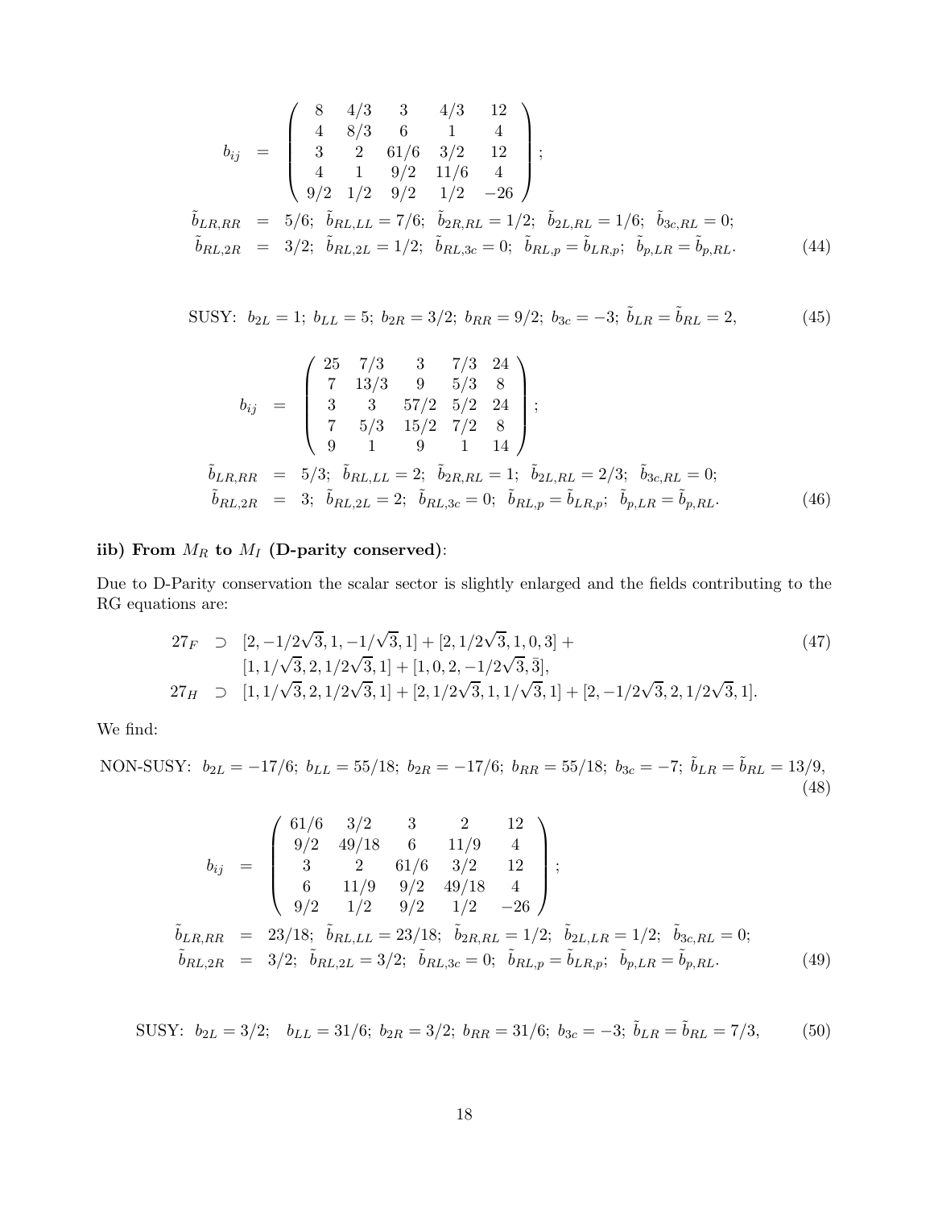$$
\begin{aligned}
b_{ij} &= \left( \begin{array}{ccccc} 8 & 4/3 & 3 & 4/3 & 12 \\ 4 & 8/3 & 6 & 1 & 4 \\ 3 & 2 & 61/6 & 3/2 & 12 \\ 4 & 1 & 9/2 & 11/6 & 4 \\ 9/2 & 1/2 & 9/2 & 1/2 & -26 \end{array} \right); \\
\tilde{b}_{LR,RR} &= 5/6;\;\; \tilde{b}_{RL,LL} = 7/6;\;\; \tilde{b}_{2R,RL} = 1/2;\;\; \tilde{b}_{2L,RL} = 1/6;\;\; \tilde{b}_{3c,RL} = 0; \\
\tilde{b}_{RL,2R} &= 3/2;\;\; \tilde{b}_{RL,2L} = 1/2;\;\; \tilde{b}_{RL,3c} = 0;\;\; \tilde{b}_{RL,p} = \tilde{b}_{LR,p};\;\; \tilde{b}_{p,LR} = \tilde{b}_{p,RL}.
\end{aligned} \tag{44}
$$

$$
\text{SUSY:}\;\; b_{2L} = 1;\; b_{LL} = 5;\; b_{2R} = 3/2;\; b_{RR} = 9/2;\; b_{3c} = -3;\; \tilde{b}_{LR} = \tilde{b}_{RL} = 2, \tag{45}
$$

$$
\begin{aligned}
b_{ij} &= \left( \begin{array}{ccccc} 25 & 7/3 & 3 & 7/3 & 24 \\ 7 & 13/3 & 9 & 5/3 & 8 \\ 3 & 3 & 57/2 & 5/2 & 24 \\ 7 & 5/3 & 15/2 & 7/2 & 8 \\ 9 & 1 & 9 & 1 & 14 \end{array} \right); \\
\tilde{b}_{LR,RR} &= 5/3;\;\; \tilde{b}_{RL,LL} = 2;\;\; \tilde{b}_{2R,RL} = 1;\;\; \tilde{b}_{2L,RL} = 2/3;\;\; \tilde{b}_{3c,RL} = 0; \\
\tilde{b}_{RL,2R} &= 3;\;\; \tilde{b}_{RL,2L} = 2;\;\; \tilde{b}_{RL,3c} = 0;\;\; \tilde{b}_{RL,p} = \tilde{b}_{LR,p};\;\; \tilde{b}_{p,LR} = \tilde{b}_{p,RL}.
\end{aligned} \tag{46}
$$

**iib) From $M_R$ to $M_I$ (D-parity conserved)**:

Due to D-Parity conservation the scalar sector is slightly enlarged and the fields contributing to the RG equations are:

$$
\begin{aligned}
27_F &\supset [2, -1/2\sqrt{3}, 1, -1/\sqrt{3}, 1] + [2, 1/2\sqrt{3}, 1, 0, 3] + \\
&\quad\; [1, 1/\sqrt{3}, 2, 1/2\sqrt{3}, 1] + [1, 0, 2, -1/2\sqrt{3}, \bar{3}], \\
27_H &\supset [1, 1/\sqrt{3}, 2, 1/2\sqrt{3}, 1] + [2, 1/2\sqrt{3}, 1, 1/\sqrt{3}, 1] + [2, -1/2\sqrt{3}, 2, 1/2\sqrt{3}, 1].
\end{aligned} \tag{47}
$$

We find:

$$
\text{NON-SUSY:}\;\; b_{2L} = -17/6;\; b_{LL} = 55/18;\; b_{2R} = -17/6;\; b_{RR} = 55/18;\; b_{3c} = -7;\; \tilde{b}_{LR} = \tilde{b}_{RL} = 13/9, \tag{48}
$$

$$
\begin{aligned}
b_{ij} &= \left( \begin{array}{ccccc} 61/6 & 3/2 & 3 & 2 & 12 \\ 9/2 & 49/18 & 6 & 11/9 & 4 \\ 3 & 2 & 61/6 & 3/2 & 12 \\ 6 & 11/9 & 9/2 & 49/18 & 4 \\ 9/2 & 1/2 & 9/2 & 1/2 & -26 \end{array} \right); \\
\tilde{b}_{LR,RR} &= 23/18;\;\; \tilde{b}_{RL,LL} = 23/18;\;\; \tilde{b}_{2R,RL} = 1/2;\;\; \tilde{b}_{2L,LR} = 1/2;\;\; \tilde{b}_{3c,RL} = 0; \\
\tilde{b}_{RL,2R} &= 3/2;\;\; \tilde{b}_{RL,2L} = 3/2;\;\; \tilde{b}_{RL,3c} = 0;\;\; \tilde{b}_{RL,p} = \tilde{b}_{LR,p};\;\; \tilde{b}_{p,LR} = \tilde{b}_{p,RL}.
\end{aligned} \tag{49}
$$

$$
\text{SUSY:}\;\; b_{2L} = 3/2;\quad b_{LL} = 31/6;\; b_{2R} = 3/2;\; b_{RR} = 31/6;\; b_{3c} = -3;\; \tilde{b}_{LR} = \tilde{b}_{RL} = 7/3, \tag{50}
$$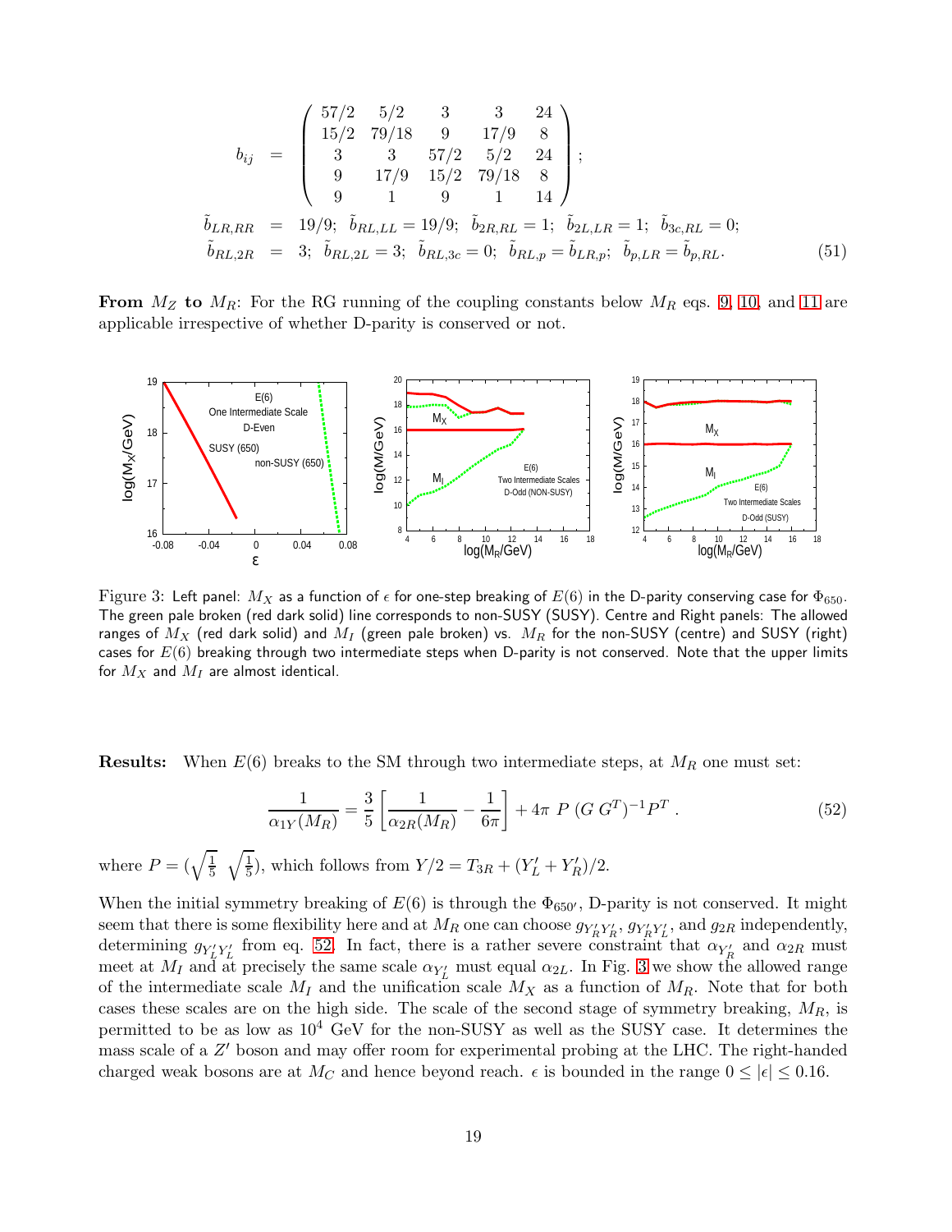$$
b_{ij} = \begin{pmatrix} 57/2 & 5/2 & 3 & 3 & 24 \\ 15/2 & 79/18 & 9 & 17/9 & 8 \\ 3 & 3 & 57/2 & 5/2 & 24 \\ 9 & 17/9 & 15/2 & 79/18 & 8 \\ 9 & 1 & 9 & 1 & 14 \end{pmatrix};
$$

$$
\begin{aligned}
\tilde{b}_{LR,RR} &= 19/9;\ \tilde{b}_{RL,LL} = 19/9;\ \tilde{b}_{2R,RL} = 1;\ \tilde{b}_{2L,LR} = 1;\ \tilde{b}_{3c,RL} = 0; \\
\tilde{b}_{RL,2R} &= 3;\ \tilde{b}_{RL,2L} = 3;\ \tilde{b}_{RL,3c} = 0;\ \tilde{b}_{RL,p} = \tilde{b}_{LR,p};\ \tilde{b}_{p,LR} = \tilde{b}_{p,RL}.
\end{aligned} \tag{51}
$$

**From $M_Z$ to $M_R$:** For the RG running of the coupling constants below $M_R$ eqs. 9, 10, and 11 are applicable irrespective of whether D-parity is conserved or not.

Figure 3: Left panel: $M_X$ as a function of $\epsilon$ for one-step breaking of $E(6)$ in the D-parity conserving case for $\Phi_{650}$. The green pale broken (red dark solid) line corresponds to non-SUSY (SUSY). Centre and Right panels: The allowed ranges of $M_X$ (red dark solid) and $M_I$ (green pale broken) vs. $M_R$ for the non-SUSY (centre) and SUSY (right) cases for $E(6)$ breaking through two intermediate steps when D-parity is not conserved. Note that the upper limits for $M_X$ and $M_I$ are almost identical.

**Results:** When $E(6)$ breaks to the SM through two intermediate steps, at $M_R$ one must set:

$$
\frac{1}{\alpha_{1Y}(M_R)} = \frac{3}{5}\left[\frac{1}{\alpha_{2R}(M_R)} - \frac{1}{6\pi}\right] + 4\pi\ P\ (G\ G^T)^{-1} P^T\ . \tag{52}
$$

where $P = (\sqrt{\frac{1}{5}}\ \ \sqrt{\frac{1}{5}})$, which follows from $Y/2 = T_{3R} + (Y'_L + Y'_R)/2$.

When the initial symmetry breaking of $E(6)$ is through the $\Phi_{650'}$, D-parity is not conserved. It might seem that there is some flexibility here and at $M_R$ one can choose $g_{Y'_R Y'_R}$, $g_{Y'_R Y'_L}$, and $g_{2R}$ independently, determining $g_{Y'_L Y'_L}$ from eq. 52. In fact, there is a rather severe constraint that $\alpha_{Y'_R}$ and $\alpha_{2R}$ must meet at $M_I$ and at precisely the same scale $\alpha_{Y'_L}$ must equal $\alpha_{2L}$. In Fig. 3 we show the allowed range of the intermediate scale $M_I$ and the unification scale $M_X$ as a function of $M_R$. Note that for both cases these scales are on the high side. The scale of the second stage of symmetry breaking, $M_R$, is permitted to be as low as $10^4$ GeV for the non-SUSY as well as the SUSY case. It determines the mass scale of a $Z'$ boson and may offer room for experimental probing at the LHC. The right-handed charged weak bosons are at $M_C$ and hence beyond reach. $\epsilon$ is bounded in the range $0 \leq |\epsilon| \leq 0.16$.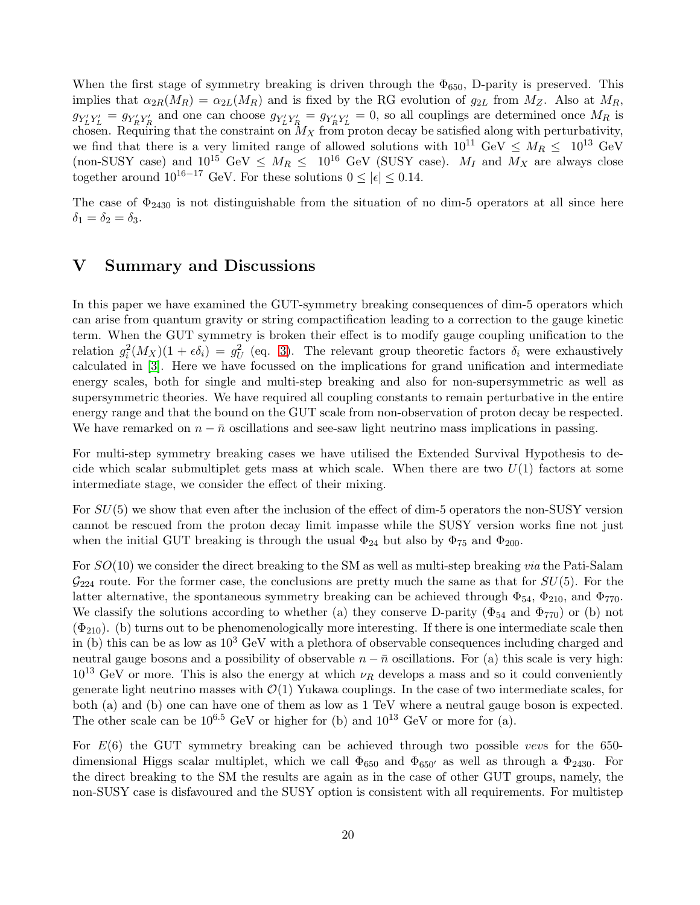When the first stage of symmetry breaking is driven through the $\Phi_{650}$, D-parity is preserved. This implies that $\alpha_{2R}(M_R) = \alpha_{2L}(M_R)$ and is fixed by the RG evolution of $g_{2L}$ from $M_Z$. Also at $M_R$, $g_{Y'_L Y'_L} = g_{Y'_R Y'_R}$ and one can choose $g_{Y'_L Y'_R} = g_{Y'_R Y'_L} = 0$, so all couplings are determined once $M_R$ is chosen. Requiring that the constraint on $M_X$ from proton decay be satisfied along with perturbativity, we find that there is a very limited range of allowed solutions with $10^{11}$ GeV $\leq M_R \leq 10^{13}$ GeV (non-SUSY case) and $10^{15}$ GeV $\leq M_R \leq 10^{16}$ GeV (SUSY case). $M_I$ and $M_X$ are always close together around $10^{16-17}$ GeV. For these solutions $0 \leq |\epsilon| \leq 0.14$.

The case of $\Phi_{2430}$ is not distinguishable from the situation of no dim-5 operators at all since here $\delta_1 = \delta_2 = \delta_3$.

# V Summary and Discussions

In this paper we have examined the GUT-symmetry breaking consequences of dim-5 operators which can arise from quantum gravity or string compactification leading to a correction to the gauge kinetic term. When the GUT symmetry is broken their effect is to modify gauge coupling unification to the relation $g_i^2(M_X)(1+\epsilon\delta_i) = g_U^2$ (eq. 3). The relevant group theoretic factors $\delta_i$ were exhaustively calculated in [3]. Here we have focussed on the implications for grand unification and intermediate energy scales, both for single and multi-step breaking and also for non-supersymmetric as well as supersymmetric theories. We have required all coupling constants to remain perturbative in the entire energy range and that the bound on the GUT scale from non-observation of proton decay be respected. We have remarked on $n-\bar{n}$ oscillations and see-saw light neutrino mass implications in passing.

For multi-step symmetry breaking cases we have utilised the Extended Survival Hypothesis to decide which scalar submultiplet gets mass at which scale. When there are two $U(1)$ factors at some intermediate stage, we consider the effect of their mixing.

For $SU(5)$ we show that even after the inclusion of the effect of dim-5 operators the non-SUSY version cannot be rescued from the proton decay limit impasse while the SUSY version works fine not just when the initial GUT breaking is through the usual $\Phi_{24}$ but also by $\Phi_{75}$ and $\Phi_{200}$.

For $SO(10)$ we consider the direct breaking to the SM as well as multi-step breaking *via* the Pati-Salam $\mathcal{G}_{224}$ route. For the former case, the conclusions are pretty much the same as that for $SU(5)$. For the latter alternative, the spontaneous symmetry breaking can be achieved through $\Phi_{54}$, $\Phi_{210}$, and $\Phi_{770}$. We classify the solutions according to whether (a) they conserve D-parity ($\Phi_{54}$ and $\Phi_{770}$) or (b) not ($\Phi_{210}$). (b) turns out to be phenomenologically more interesting. If there is one intermediate scale then in (b) this can be as low as $10^3$ GeV with a plethora of observable consequences including charged and neutral gauge bosons and a possibility of observable $n-\bar{n}$ oscillations. For (a) this scale is very high: $10^{13}$ GeV or more. This is also the energy at which $\nu_R$ develops a mass and so it could conveniently generate light neutrino masses with $\mathcal{O}(1)$ Yukawa couplings. In the case of two intermediate scales, for both (a) and (b) one can have one of them as low as 1 TeV where a neutral gauge boson is expected. The other scale can be $10^{6.5}$ GeV or higher for (b) and $10^{13}$ GeV or more for (a).

For $E(6)$ the GUT symmetry breaking can be achieved through two possible *vev*s for the 650-dimensional Higgs scalar multiplet, which we call $\Phi_{650}$ and $\Phi_{650'}$ as well as through a $\Phi_{2430}$. For the direct breaking to the SM the results are again as in the case of other GUT groups, namely, the non-SUSY case is disfavoured and the SUSY option is consistent with all requirements. For multistep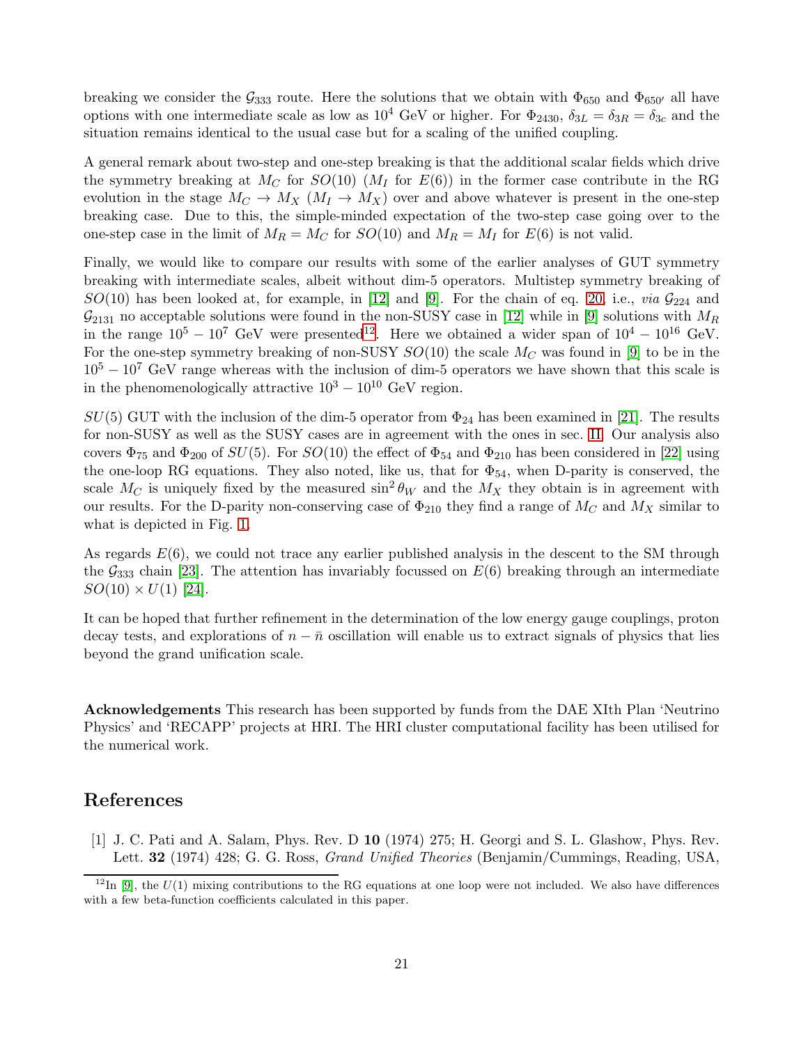breaking we consider the $\mathcal{G}_{333}$ route. Here the solutions that we obtain with $\Phi_{650}$ and $\Phi_{650'}$ all have options with one intermediate scale as low as $10^4$ GeV or higher. For $\Phi_{2430}$, $\delta_{3L} = \delta_{3R} = \delta_{3c}$ and the situation remains identical to the usual case but for a scaling of the unified coupling.

A general remark about two-step and one-step breaking is that the additional scalar fields which drive the symmetry breaking at $M_C$ for $SO(10)$ ($M_I$ for $E(6)$) in the former case contribute in the RG evolution in the stage $M_C \rightarrow M_X$ ($M_I \rightarrow M_X$) over and above whatever is present in the one-step breaking case. Due to this, the simple-minded expectation of the two-step case going over to the one-step case in the limit of $M_R = M_C$ for $SO(10)$ and $M_R = M_I$ for $E(6)$ is not valid.

Finally, we would like to compare our results with some of the earlier analyses of GUT symmetry breaking with intermediate scales, albeit without dim-5 operators. Multistep symmetry breaking of $SO(10)$ has been looked at, for example, in [12] and [9]. For the chain of eq. 20, i.e., *via* $\mathcal{G}_{224}$ and $\mathcal{G}_{2131}$ no acceptable solutions were found in the non-SUSY case in [12] while in [9] solutions with $M_R$ in the range $10^5 - 10^7$ GeV were presented[12]. Here we obtained a wider span of $10^4 - 10^{16}$ GeV. For the one-step symmetry breaking of non-SUSY $SO(10)$ the scale $M_C$ was found in [9] to be in the $10^5 - 10^7$ GeV range whereas with the inclusion of dim-5 operators we have shown that this scale is in the phenomenologically attractive $10^3 - 10^{10}$ GeV region.

$SU(5)$ GUT with the inclusion of the dim-5 operator from $\Phi_{24}$ has been examined in [21]. The results for non-SUSY as well as the SUSY cases are in agreement with the ones in sec. II. Our analysis also covers $\Phi_{75}$ and $\Phi_{200}$ of $SU(5)$. For $SO(10)$ the effect of $\Phi_{54}$ and $\Phi_{210}$ has been considered in [22] using the one-loop RG equations. They also noted, like us, that for $\Phi_{54}$, when D-parity is conserved, the scale $M_C$ is uniquely fixed by the measured $\sin^2\theta_W$ and the $M_X$ they obtain is in agreement with our results. For the D-parity non-conserving case of $\Phi_{210}$ they find a range of $M_C$ and $M_X$ similar to what is depicted in Fig. 1.

As regards $E(6)$, we could not trace any earlier published analysis in the descent to the SM through the $\mathcal{G}_{333}$ chain [23]. The attention has invariably focussed on $E(6)$ breaking through an intermediate $SO(10) \times U(1)$ [24].

It can be hoped that further refinement in the determination of the low energy gauge couplings, proton decay tests, and explorations of $n - \bar{n}$ oscillation will enable us to extract signals of physics that lies beyond the grand unification scale.

**Acknowledgements** This research has been supported by funds from the DAE XIth Plan 'Neutrino Physics' and 'RECAPP' projects at HRI. The HRI cluster computational facility has been utilised for the numerical work.

## References

[1] J. C. Pati and A. Salam, Phys. Rev. D **10** (1974) 275; H. Georgi and S. L. Glashow, Phys. Rev. Lett. **32** (1974) 428; G. G. Ross, *Grand Unified Theories* (Benjamin/Cummings, Reading, USA,

[12] In [9], the $U(1)$ mixing contributions to the RG equations at one loop were not included. We also have differences with a few beta-function coefficients calculated in this paper.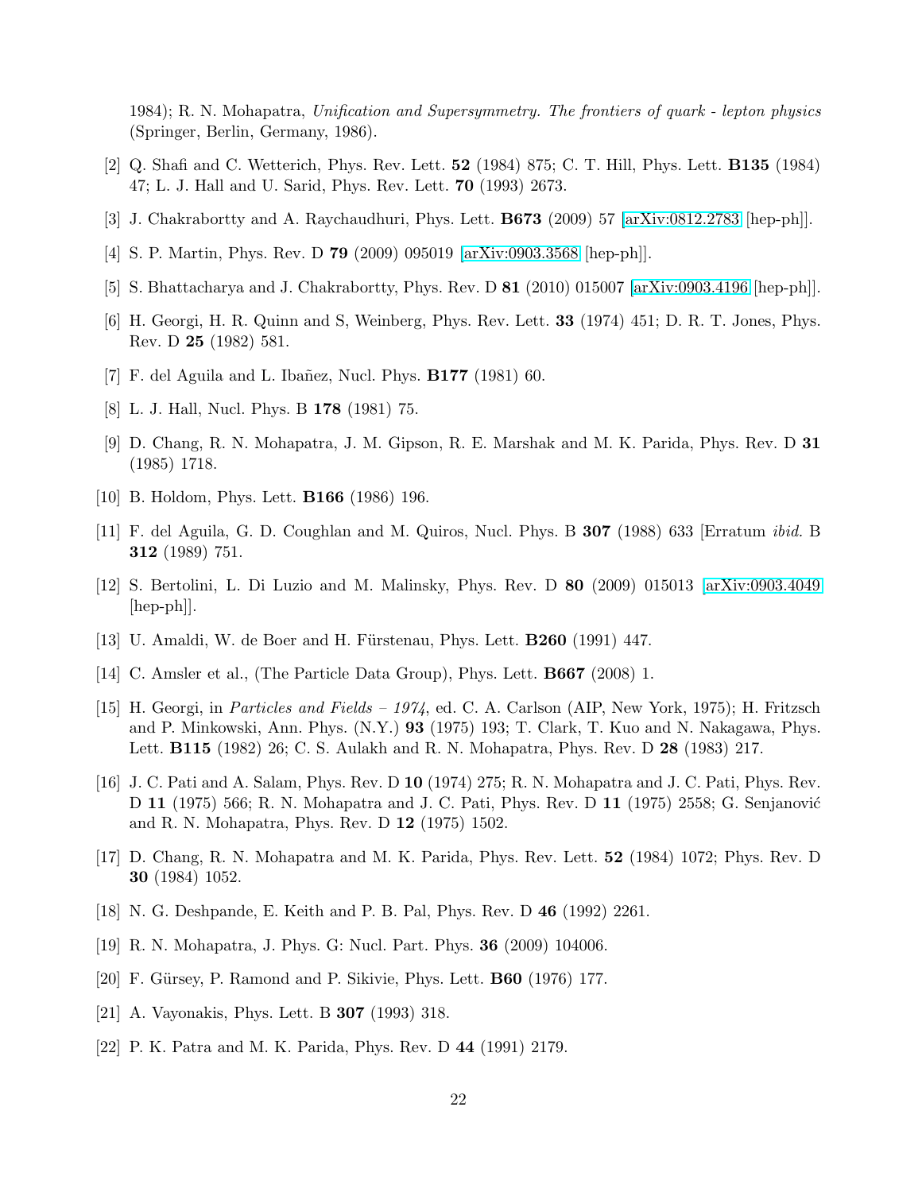1984); R. N. Mohapatra, *Unification and Supersymmetry. The frontiers of quark - lepton physics* (Springer, Berlin, Germany, 1986).

[2] Q. Shafi and C. Wetterich, Phys. Rev. Lett. **52** (1984) 875; C. T. Hill, Phys. Lett. **B135** (1984) 47; L. J. Hall and U. Sarid, Phys. Rev. Lett. **70** (1993) 2673.

[3] J. Chakrabortty and A. Raychaudhuri, Phys. Lett. **B673** (2009) 57 [arXiv:0812.2783 [hep-ph]].

[4] S. P. Martin, Phys. Rev. D **79** (2009) 095019 [arXiv:0903.3568 [hep-ph]].

[5] S. Bhattacharya and J. Chakrabortty, Phys. Rev. D **81** (2010) 015007 [arXiv:0903.4196 [hep-ph]].

[6] H. Georgi, H. R. Quinn and S, Weinberg, Phys. Rev. Lett. **33** (1974) 451; D. R. T. Jones, Phys. Rev. D **25** (1982) 581.

[7] F. del Aguila and L. Ibañez, Nucl. Phys. **B177** (1981) 60.

[8] L. J. Hall, Nucl. Phys. B **178** (1981) 75.

[9] D. Chang, R. N. Mohapatra, J. M. Gipson, R. E. Marshak and M. K. Parida, Phys. Rev. D **31** (1985) 1718.

[10] B. Holdom, Phys. Lett. **B166** (1986) 196.

[11] F. del Aguila, G. D. Coughlan and M. Quiros, Nucl. Phys. B **307** (1988) 633 [Erratum *ibid.* B **312** (1989) 751.

[12] S. Bertolini, L. Di Luzio and M. Malinsky, Phys. Rev. D **80** (2009) 015013 [arXiv:0903.4049 [hep-ph]].

[13] U. Amaldi, W. de Boer and H. Fürstenau, Phys. Lett. **B260** (1991) 447.

[14] C. Amsler et al., (The Particle Data Group), Phys. Lett. **B667** (2008) 1.

[15] H. Georgi, in *Particles and Fields – 1974*, ed. C. A. Carlson (AIP, New York, 1975); H. Fritzsch and P. Minkowski, Ann. Phys. (N.Y.) **93** (1975) 193; T. Clark, T. Kuo and N. Nakagawa, Phys. Lett. **B115** (1982) 26; C. S. Aulakh and R. N. Mohapatra, Phys. Rev. D **28** (1983) 217.

[16] J. C. Pati and A. Salam, Phys. Rev. D **10** (1974) 275; R. N. Mohapatra and J. C. Pati, Phys. Rev. D **11** (1975) 566; R. N. Mohapatra and J. C. Pati, Phys. Rev. D **11** (1975) 2558; G. Senjanović and R. N. Mohapatra, Phys. Rev. D **12** (1975) 1502.

[17] D. Chang, R. N. Mohapatra and M. K. Parida, Phys. Rev. Lett. **52** (1984) 1072; Phys. Rev. D **30** (1984) 1052.

[18] N. G. Deshpande, E. Keith and P. B. Pal, Phys. Rev. D **46** (1992) 2261.

[19] R. N. Mohapatra, J. Phys. G: Nucl. Part. Phys. **36** (2009) 104006.

[20] F. Gürsey, P. Ramond and P. Sikivie, Phys. Lett. **B60** (1976) 177.

[21] A. Vayonakis, Phys. Lett. B **307** (1993) 318.

[22] P. K. Patra and M. K. Parida, Phys. Rev. D **44** (1991) 2179.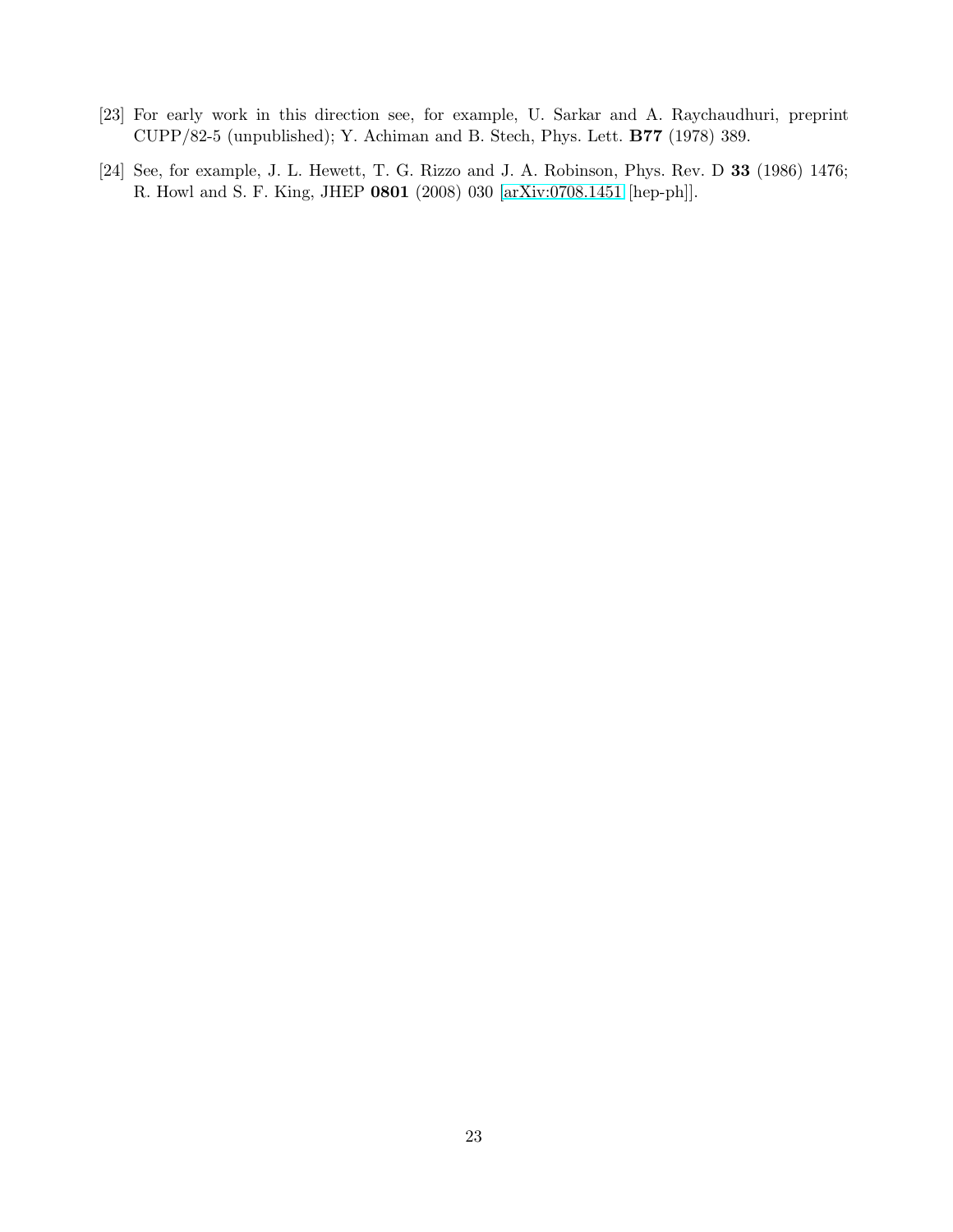[23] For early work in this direction see, for example, U. Sarkar and A. Raychaudhuri, preprint CUPP/82-5 (unpublished); Y. Achiman and B. Stech, Phys. Lett. **B77** (1978) 389.

[24] See, for example, J. L. Hewett, T. G. Rizzo and J. A. Robinson, Phys. Rev. D **33** (1986) 1476; R. Howl and S. F. King, JHEP **0801** (2008) 030 [arXiv:0708.1451 [hep-ph]].